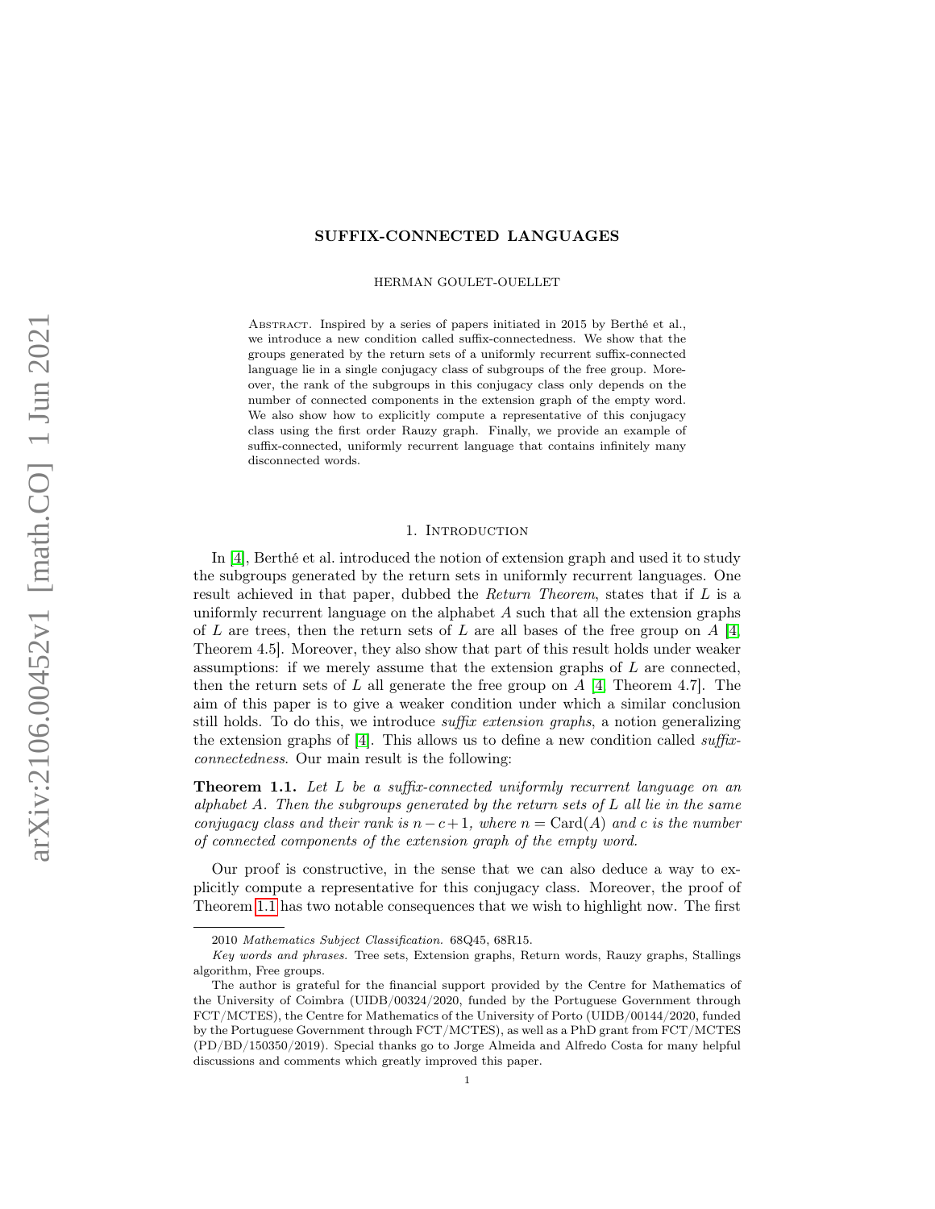# SUFFIX-CONNECTED LANGUAGES

HERMAN GOULET-OUELLET

Abstract. Inspired by a series of papers initiated in 2015 by Berthé et al., we introduce a new condition called suffix-connectedness. We show that the groups generated by the return sets of a uniformly recurrent suffix-connected language lie in a single conjugacy class of subgroups of the free group. Moreover, the rank of the subgroups in this conjugacy class only depends on the number of connected components in the extension graph of the empty word. We also show how to explicitly compute a representative of this conjugacy class using the first order Rauzy graph. Finally, we provide an example of suffix-connected, uniformly recurrent language that contains infinitely many disconnected words.

## 1. Introduction

In [4], Berthé et al. introduced the notion of extension graph and used it to study the subgroups generated by the return sets in uniformly recurrent languages. One result achieved in that paper, dubbed the *Return Theorem*, states that if $L$ is a uniformly recurrent language on the alphabet $A$ such that all the extension graphs of $L$ are trees, then the return sets of $L$ are all bases of the free group on $A$ [4, Theorem 4.5]. Moreover, they also show that part of this result holds under weaker assumptions: if we merely assume that the extension graphs of $L$ are connected, then the return sets of $L$ all generate the free group on $A$ [4, Theorem 4.7]. The aim of this paper is to give a weaker condition under which a similar conclusion still holds. To do this, we introduce *suffix extension graphs*, a notion generalizing the extension graphs of [4]. This allows us to define a new condition called *suffix-connectedness*. Our main result is the following:

**Theorem 1.1.** *Let $L$ be a suffix-connected uniformly recurrent language on an alphabet $A$. Then the subgroups generated by the return sets of $L$ all lie in the same conjugacy class and their rank is $n-c+1$, where $n = \mathrm{Card}(A)$ and $c$ is the number of connected components of the extension graph of the empty word.*

Our proof is constructive, in the sense that we can also deduce a way to explicitly compute a representative for this conjugacy class. Moreover, the proof of Theorem 1.1 has two notable consequences that we wish to highlight now. The first

---

2010 *Mathematics Subject Classification.* 68Q45, 68R15.

*Key words and phrases.* Tree sets, Extension graphs, Return words, Rauzy graphs, Stallings algorithm, Free groups.

The author is grateful for the financial support provided by the Centre for Mathematics of the University of Coimbra (UIDB/00324/2020, funded by the Portuguese Government through FCT/MCTES), the Centre for Mathematics of the University of Porto (UIDB/00144/2020, funded by the Portuguese Government through FCT/MCTES), as well as a PhD grant from FCT/MCTES (PD/BD/150350/2019). Special thanks go to Jorge Almeida and Alfredo Costa for many helpful discussions and comments which greatly improved this paper.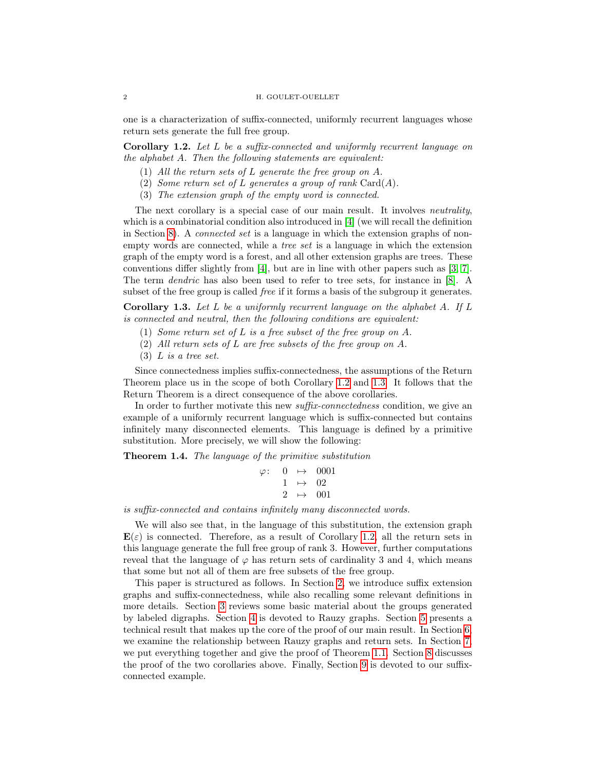one is a characterization of suffix-connected, uniformly recurrent languages whose return sets generate the full free group.

**Corollary 1.2.** *Let $L$ be a suffix-connected and uniformly recurrent language on the alphabet $A$. Then the following statements are equivalent:*

1. *All the return sets of $L$ generate the free group on $A$.*
2. *Some return set of $L$ generates a group of rank $\mathrm{Card}(A)$.*
3. *The extension graph of the empty word is connected.*

The next corollary is a special case of our main result. It involves *neutrality*, which is a combinatorial condition also introduced in [4] (we will recall the definition in Section 8). A *connected set* is a language in which the extension graphs of non-empty words are connected, while a *tree set* is a language in which the extension graph of the empty word is a forest, and all other extension graphs are trees. These conventions differ slightly from [4], but are in line with other papers such as [3, 7]. The term *dendric* has also been used to refer to tree sets, for instance in [8]. A subset of the free group is called *free* if it forms a basis of the subgroup it generates.

**Corollary 1.3.** *Let $L$ be a uniformly recurrent language on the alphabet $A$. If $L$ is connected and neutral, then the following conditions are equivalent:*

1. *Some return set of $L$ is a free subset of the free group on $A$.*
2. *All return sets of $L$ are free subsets of the free group on $A$.*
3. *$L$ is a tree set.*

Since connectedness implies suffix-connectedness, the assumptions of the Return Theorem place us in the scope of both Corollary 1.2 and 1.3. It follows that the Return Theorem is a direct consequence of the above corollaries.

In order to further motivate this new *suffix-connectedness* condition, we give an example of a uniformly recurrent language which is suffix-connected but contains infinitely many disconnected elements. This language is defined by a primitive substitution. More precisely, we will show the following:

**Theorem 1.4.** *The language of the primitive substitution*

$$\varphi\colon \quad \begin{array}{rcl} 0 & \mapsto & 0001 \\ 1 & \mapsto & 02 \\ 2 & \mapsto & 001 \end{array}$$

*is suffix-connected and contains infinitely many disconnected words.*

We will also see that, in the language of this substitution, the extension graph $\mathbf{E}(\varepsilon)$ is connected. Therefore, as a result of Corollary 1.2, all the return sets in this language generate the full free group of rank 3. However, further computations reveal that the language of $\varphi$ has return sets of cardinality 3 and 4, which means that some but not all of them are free subsets of the free group.

This paper is structured as follows. In Section 2, we introduce suffix extension graphs and suffix-connectedness, while also recalling some relevant definitions in more details. Section 3 reviews some basic material about the groups generated by labeled digraphs. Section 4 is devoted to Rauzy graphs. Section 5 presents a technical result that makes up the core of the proof of our main result. In Section 6, we examine the relationship between Rauzy graphs and return sets. In Section 7, we put everything together and give the proof of Theorem 1.1. Section 8 discusses the proof of the two corollaries above. Finally, Section 9 is devoted to our suffix-connected example.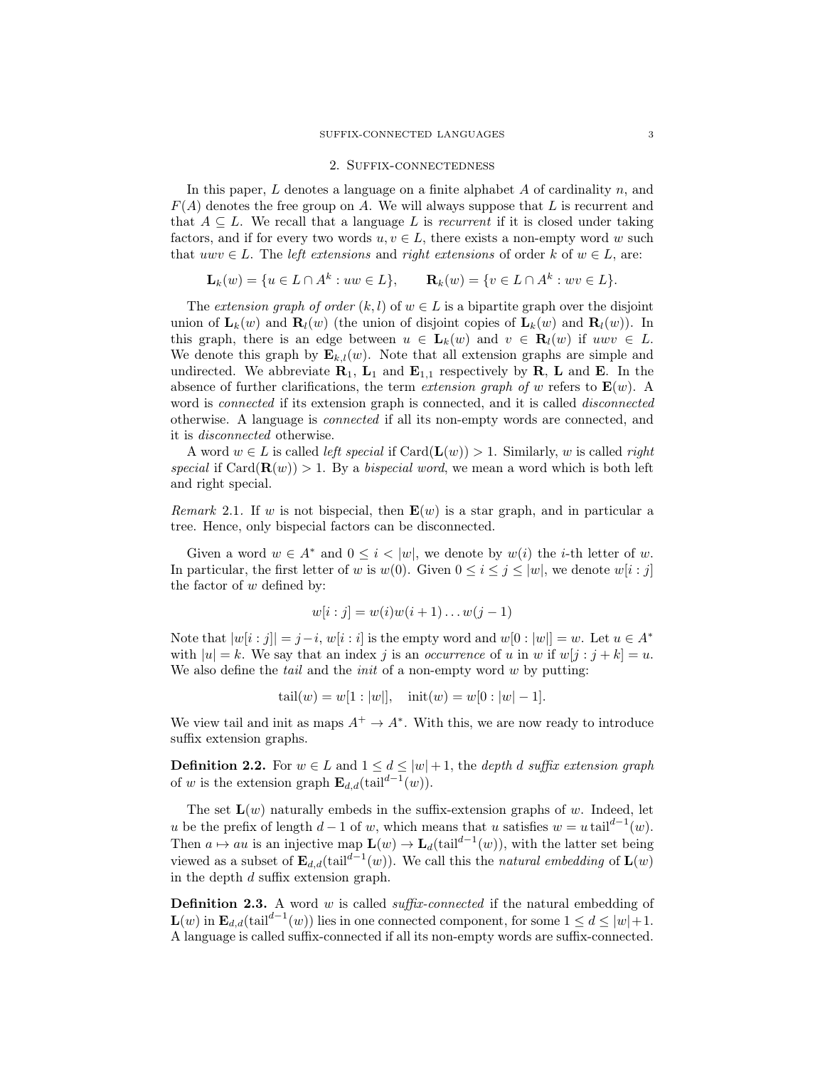## 2. Suffix-connectedness

In this paper, $L$ denotes a language on a finite alphabet $A$ of cardinality $n$, and $F(A)$ denotes the free group on $A$. We will always suppose that $L$ is recurrent and that $A \subseteq L$. We recall that a language $L$ is *recurrent* if it is closed under taking factors, and if for every two words $u, v \in L$, there exists a non-empty word $w$ such that $uwv \in L$. The *left extensions* and *right extensions* of order $k$ of $w \in L$, are:

$$\mathbf{L}_k(w) = \{u \in L \cap A^k : uw \in L\}, \qquad \mathbf{R}_k(w) = \{v \in L \cap A^k : wv \in L\}.$$

The *extension graph of order* $(k, l)$ of $w \in L$ is a bipartite graph over the disjoint union of $\mathbf{L}_k(w)$ and $\mathbf{R}_l(w)$ (the union of disjoint copies of $\mathbf{L}_k(w)$ and $\mathbf{R}_l(w)$). In this graph, there is an edge between $u \in \mathbf{L}_k(w)$ and $v \in \mathbf{R}_l(w)$ if $uwv \in L$. We denote this graph by $\mathbf{E}_{k,l}(w)$. Note that all extension graphs are simple and undirected. We abbreviate $\mathbf{R}_1$, $\mathbf{L}_1$ and $\mathbf{E}_{1,1}$ respectively by $\mathbf{R}$, $\mathbf{L}$ and $\mathbf{E}$. In the absence of further clarifications, the term *extension graph of* $w$ refers to $\mathbf{E}(w)$. A word is *connected* if its extension graph is connected, and it is called *disconnected* otherwise. A language is *connected* if all its non-empty words are connected, and it is *disconnected* otherwise.

A word $w \in L$ is called *left special* if $\mathrm{Card}(\mathbf{L}(w)) > 1$. Similarly, $w$ is called *right special* if $\mathrm{Card}(\mathbf{R}(w)) > 1$. By a *bispecial word*, we mean a word which is both left and right special.

*Remark* 2.1. If $w$ is not bispecial, then $\mathbf{E}(w)$ is a star graph, and in particular a tree. Hence, only bispecial factors can be disconnected.

Given a word $w \in A^*$ and $0 \le i < |w|$, we denote by $w(i)$ the $i$-th letter of $w$. In particular, the first letter of $w$ is $w(0)$. Given $0 \le i \le j \le |w|$, we denote $w[i : j]$ the factor of $w$ defined by:

$$w[i : j] = w(i)w(i + 1) \dots w(j - 1)$$

Note that $|w[i : j]| = j - i$, $w[i : i]$ is the empty word and $w[0 : |w|] = w$. Let $u \in A^*$ with $|u| = k$. We say that an index $j$ is an *occurrence* of $u$ in $w$ if $w[j : j + k] = u$. We also define the *tail* and the *init* of a non-empty word $w$ by putting:

$$\mathrm{tail}(w) = w[1 : |w|], \quad \mathrm{init}(w) = w[0 : |w| - 1].$$

We view tail and init as maps $A^+ \to A^*$. With this, we are now ready to introduce suffix extension graphs.

**Definition 2.2.** For $w \in L$ and $1 \le d \le |w| + 1$, the *depth* $d$ *suffix extension graph* of $w$ is the extension graph $\mathbf{E}_{d,d}(\mathrm{tail}^{d-1}(w))$.

The set $\mathbf{L}(w)$ naturally embeds in the suffix-extension graphs of $w$. Indeed, let $u$ be the prefix of length $d - 1$ of $w$, which means that $u$ satisfies $w = u\,\mathrm{tail}^{d-1}(w)$. Then $a \mapsto au$ is an injective map $\mathbf{L}(w) \to \mathbf{L}_d(\mathrm{tail}^{d-1}(w))$, with the latter set being viewed as a subset of $\mathbf{E}_{d,d}(\mathrm{tail}^{d-1}(w))$. We call this the *natural embedding* of $\mathbf{L}(w)$ in the depth $d$ suffix extension graph.

**Definition 2.3.** A word $w$ is called *suffix-connected* if the natural embedding of $\mathbf{L}(w)$ in $\mathbf{E}_{d,d}(\mathrm{tail}^{d-1}(w))$ lies in one connected component, for some $1 \le d \le |w| + 1$. A language is called suffix-connected if all its non-empty words are suffix-connected.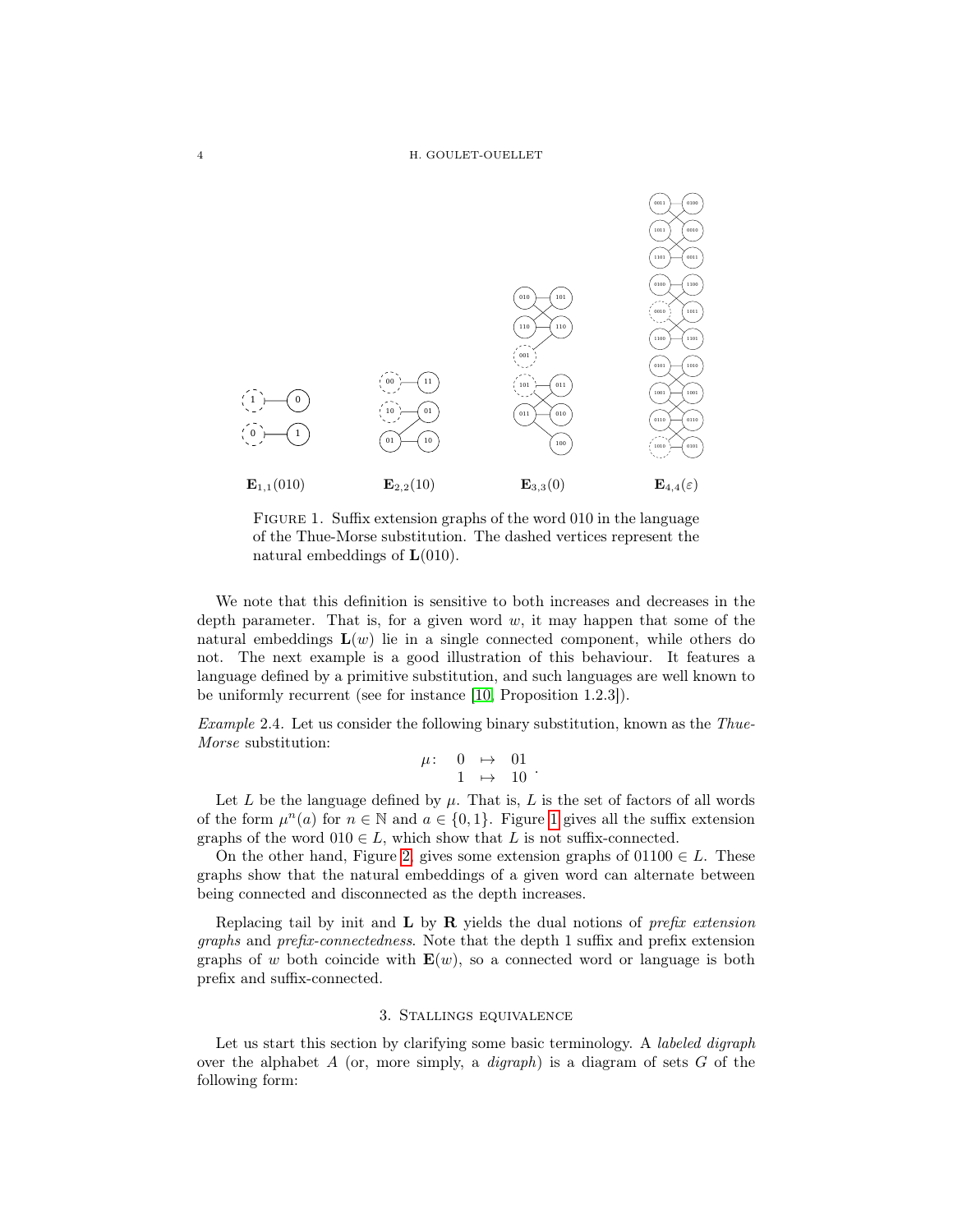$\mathbf{E}_{1,1}(010)$ $\mathbf{E}_{2,2}(10)$ $\mathbf{E}_{3,3}(0)$ $\mathbf{E}_{4,4}(\varepsilon)$

FIGURE 1. Suffix extension graphs of the word 010 in the language of the Thue-Morse substitution. The dashed vertices represent the natural embeddings of $\mathbf{L}(010)$.

We note that this definition is sensitive to both increases and decreases in the depth parameter. That is, for a given word $w$, it may happen that some of the natural embeddings $\mathbf{L}(w)$ lie in a single connected component, while others do not. The next example is a good illustration of this behaviour. It features a language defined by a primitive substitution, and such languages are well known to be uniformly recurrent (see for instance [10, Proposition 1.2.3]).

*Example* 2.4. Let us consider the following binary substitution, known as the *Thue-Morse* substitution:

$$\mu\colon \begin{array}{ccc} 0 & \mapsto & 01 \\ 1 & \mapsto & 10 \end{array}.$$

Let $L$ be the language defined by $\mu$. That is, $L$ is the set of factors of all words of the form $\mu^n(a)$ for $n \in \mathbb{N}$ and $a \in \{0,1\}$. Figure 1 gives all the suffix extension graphs of the word $010 \in L$, which show that $L$ is not suffix-connected.

On the other hand, Figure 2, gives some extension graphs of $01100 \in L$. These graphs show that the natural embeddings of a given word can alternate between being connected and disconnected as the depth increases.

Replacing tail by init and $\mathbf{L}$ by $\mathbf{R}$ yields the dual notions of *prefix extension graphs* and *prefix-connectedness*. Note that the depth 1 suffix and prefix extension graphs of $w$ both coincide with $\mathbf{E}(w)$, so a connected word or language is both prefix and suffix-connected.

## 3. Stallings equivalence

Let us start this section by clarifying some basic terminology. A *labeled digraph* over the alphabet $A$ (or, more simply, a *digraph*) is a diagram of sets $G$ of the following form: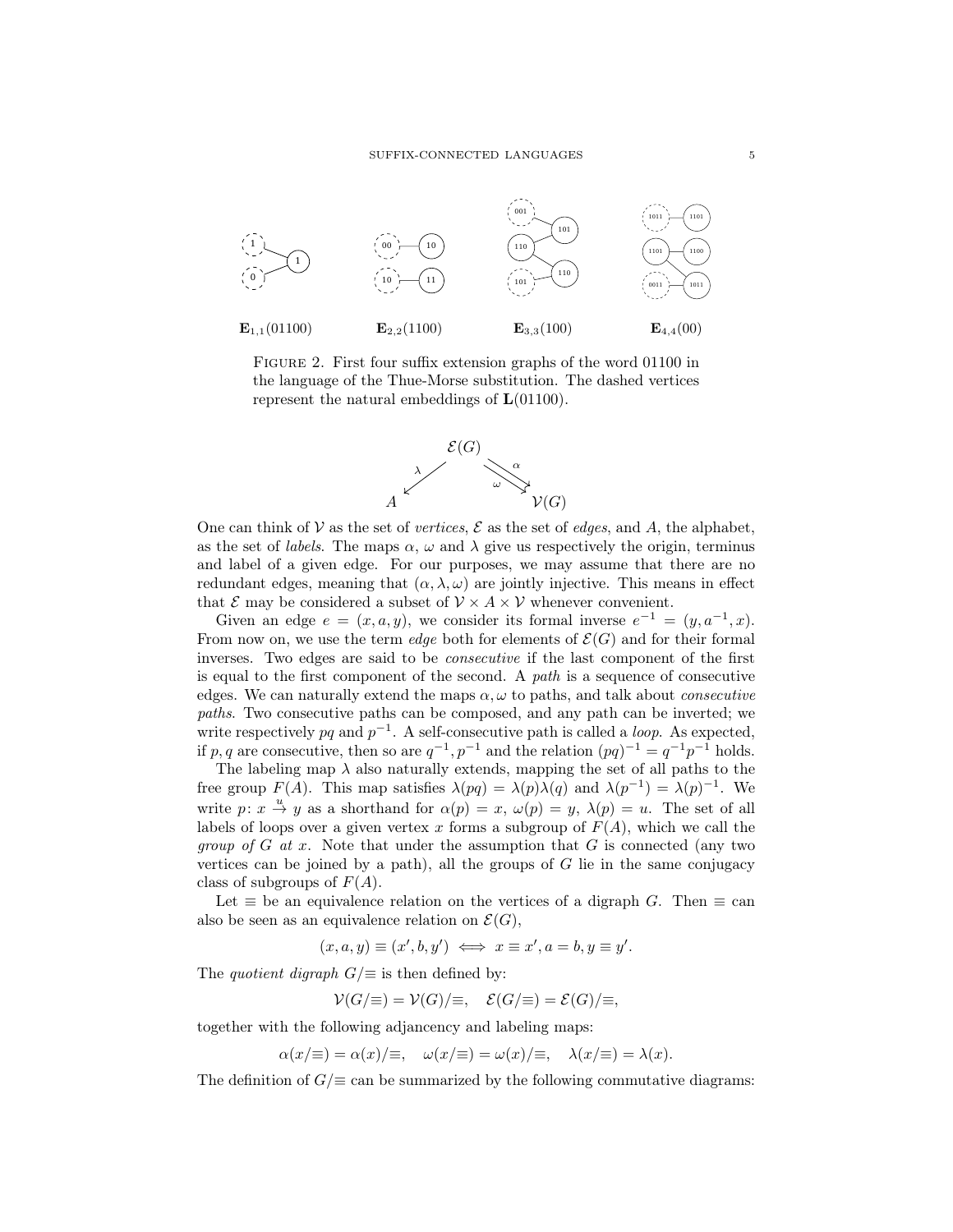$\mathbf{E}_{1,1}(01100)$ $\mathbf{E}_{2,2}(1100)$ $\mathbf{E}_{3,3}(100)$ $\mathbf{E}_{4,4}(00)$

Figure 2. First four suffix extension graphs of the word 01100 in the language of the Thue-Morse substitution. The dashed vertices represent the natural embeddings of $\mathbf{L}(01100)$.

$$A \xleftarrow{\lambda} \mathcal{E}(G) \underset{\omega}{\overset{\alpha}{\rightrightarrows}} \mathcal{V}(G)$$

One can think of $\mathcal{V}$ as the set of *vertices*, $\mathcal{E}$ as the set of *edges*, and $A$, the alphabet, as the set of *labels*. The maps $\alpha$, $\omega$ and $\lambda$ give us respectively the origin, terminus and label of a given edge. For our purposes, we may assume that there are no redundant edges, meaning that $(\alpha, \lambda, \omega)$ are jointly injective. This means in effect that $\mathcal{E}$ may be considered a subset of $\mathcal{V} \times A \times \mathcal{V}$ whenever convenient.

Given an edge $e = (x, a, y)$, we consider its formal inverse $e^{-1} = (y, a^{-1}, x)$. From now on, we use the term *edge* both for elements of $\mathcal{E}(G)$ and for their formal inverses. Two edges are said to be *consecutive* if the last component of the first is equal to the first component of the second. A *path* is a sequence of consecutive edges. We can naturally extend the maps $\alpha, \omega$ to paths, and talk about *consecutive paths*. Two consecutive paths can be composed, and any path can be inverted; we write respectively $pq$ and $p^{-1}$. A self-consecutive path is called a *loop*. As expected, if $p, q$ are consecutive, then so are $q^{-1}, p^{-1}$ and the relation $(pq)^{-1} = q^{-1}p^{-1}$ holds.

The labeling map $\lambda$ also naturally extends, mapping the set of all paths to the free group $F(A)$. This map satisfies $\lambda(pq) = \lambda(p)\lambda(q)$ and $\lambda(p^{-1}) = \lambda(p)^{-1}$. We write $p\colon x \xrightarrow{u} y$ as a shorthand for $\alpha(p) = x$, $\omega(p) = y$, $\lambda(p) = u$. The set of all labels of loops over a given vertex $x$ forms a subgroup of $F(A)$, which we call the *group of $G$ at $x$*. Note that under the assumption that $G$ is connected (any two vertices can be joined by a path), all the groups of $G$ lie in the same conjugacy class of subgroups of $F(A)$.

Let $\equiv$ be an equivalence relation on the vertices of a digraph $G$. Then $\equiv$ can also be seen as an equivalence relation on $\mathcal{E}(G)$,

$$(x, a, y) \equiv (x', b, y') \iff x \equiv x', a = b, y \equiv y'.$$

The *quotient digraph* $G/{\equiv}$ is then defined by:

$$\mathcal{V}(G/{\equiv}) = \mathcal{V}(G)/{\equiv}, \quad \mathcal{E}(G/{\equiv}) = \mathcal{E}(G)/{\equiv},$$

together with the following adjancency and labeling maps:

$$\alpha(x/{\equiv}) = \alpha(x)/{\equiv}, \quad \omega(x/{\equiv}) = \omega(x)/{\equiv}, \quad \lambda(x/{\equiv}) = \lambda(x).$$

The definition of $G/{\equiv}$ can be summarized by the following commutative diagrams: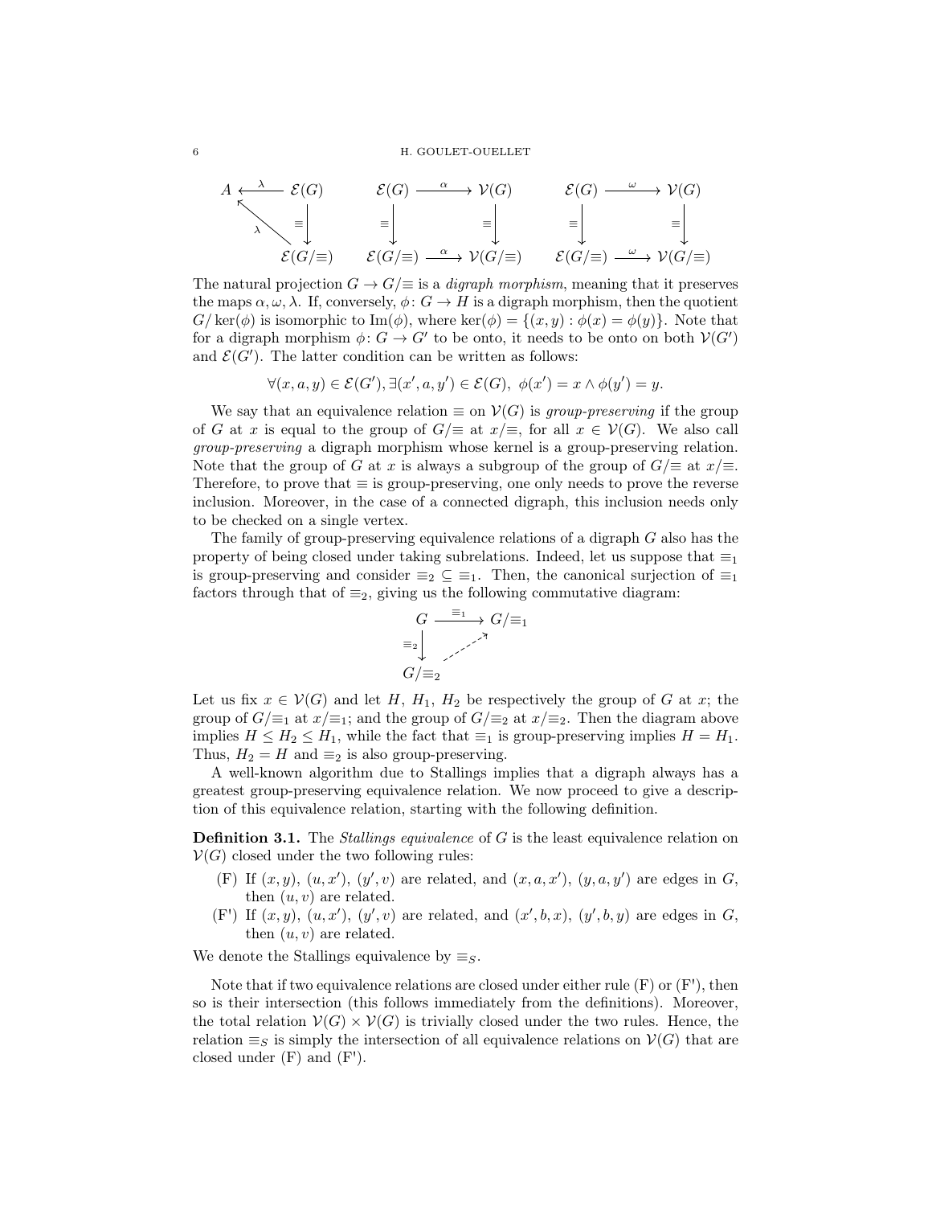$$
\begin{array}{ccc}
A \xleftarrow{\lambda} \mathcal{E}(G) & \mathcal{E}(G) \xrightarrow{\alpha} \mathcal{V}(G) & \mathcal{E}(G) \xrightarrow{\omega} \mathcal{V}(G) \\
{}_{\lambda}\nwarrow \quad \downarrow{\equiv} & \equiv\downarrow \qquad\qquad \downarrow\equiv & \equiv\downarrow \qquad\qquad \downarrow\equiv \\
\mathcal{E}(G/{\equiv}) & \mathcal{E}(G/{\equiv}) \xrightarrow{\alpha} \mathcal{V}(G/{\equiv}) & \mathcal{E}(G/{\equiv}) \xrightarrow{\omega} \mathcal{V}(G/{\equiv})
\end{array}
$$

The natural projection $G \to G/{\equiv}$ is a *digraph morphism*, meaning that it preserves the maps $\alpha, \omega, \lambda$. If, conversely, $\phi\colon G \to H$ is a digraph morphism, then the quotient $G/\ker(\phi)$ is isomorphic to $\mathrm{Im}(\phi)$, where $\ker(\phi) = \{(x, y) : \phi(x) = \phi(y)\}$. Note that for a digraph morphism $\phi\colon G \to G'$ to be onto, it needs to be onto on both $\mathcal{V}(G')$ and $\mathcal{E}(G')$. The latter condition can be written as follows:

$$\forall (x, a, y) \in \mathcal{E}(G'), \exists (x', a, y') \in \mathcal{E}(G),\ \phi(x') = x \wedge \phi(y') = y.$$

We say that an equivalence relation $\equiv$ on $\mathcal{V}(G)$ is *group-preserving* if the group of $G$ at $x$ is equal to the group of $G/{\equiv}$ at $x/{\equiv}$, for all $x \in \mathcal{V}(G)$. We also call *group-preserving* a digraph morphism whose kernel is a group-preserving relation. Note that the group of $G$ at $x$ is always a subgroup of the group of $G/{\equiv}$ at $x/{\equiv}$. Therefore, to prove that $\equiv$ is group-preserving, one only needs to prove the reverse inclusion. Moreover, in the case of a connected digraph, this inclusion needs only to be checked on a single vertex.

The family of group-preserving equivalence relations of a digraph $G$ also has the property of being closed under taking subrelations. Indeed, let us suppose that $\equiv_1$ is group-preserving and consider $\equiv_2 \subseteq \equiv_1$. Then, the canonical surjection of $\equiv_1$ factors through that of $\equiv_2$, giving us the following commutative diagram:

$$
\begin{array}{ccc}
G & \xrightarrow{\equiv_1} & G/{\equiv_1} \\
{\scriptstyle\equiv_2}\downarrow & \nearrow & \\
G/{\equiv_2} & &
\end{array}
$$

Let us fix $x \in \mathcal{V}(G)$ and let $H$, $H_1$, $H_2$ be respectively the group of $G$ at $x$; the group of $G/{\equiv_1}$ at $x/{\equiv_1}$; and the group of $G/{\equiv_2}$ at $x/{\equiv_2}$. Then the diagram above implies $H \le H_2 \le H_1$, while the fact that $\equiv_1$ is group-preserving implies $H = H_1$. Thus, $H_2 = H$ and $\equiv_2$ is also group-preserving.

A well-known algorithm due to Stallings implies that a digraph always has a greatest group-preserving equivalence relation. We now proceed to give a description of this equivalence relation, starting with the following definition.

**Definition 3.1.** The *Stallings equivalence* of $G$ is the least equivalence relation on $\mathcal{V}(G)$ closed under the two following rules:

- (F) If $(x, y)$, $(u, x')$, $(y', v)$ are related, and $(x, a, x')$, $(y, a, y')$ are edges in $G$, then $(u, v)$ are related.
- (F') If $(x, y)$, $(u, x')$, $(y', v)$ are related, and $(x', b, x)$, $(y', b, y)$ are edges in $G$, then $(u, v)$ are related.

We denote the Stallings equivalence by $\equiv_S$.

Note that if two equivalence relations are closed under either rule (F) or (F'), then so is their intersection (this follows immediately from the definitions). Moreover, the total relation $\mathcal{V}(G) \times \mathcal{V}(G)$ is trivially closed under the two rules. Hence, the relation $\equiv_S$ is simply the intersection of all equivalence relations on $\mathcal{V}(G)$ that are closed under (F) and (F').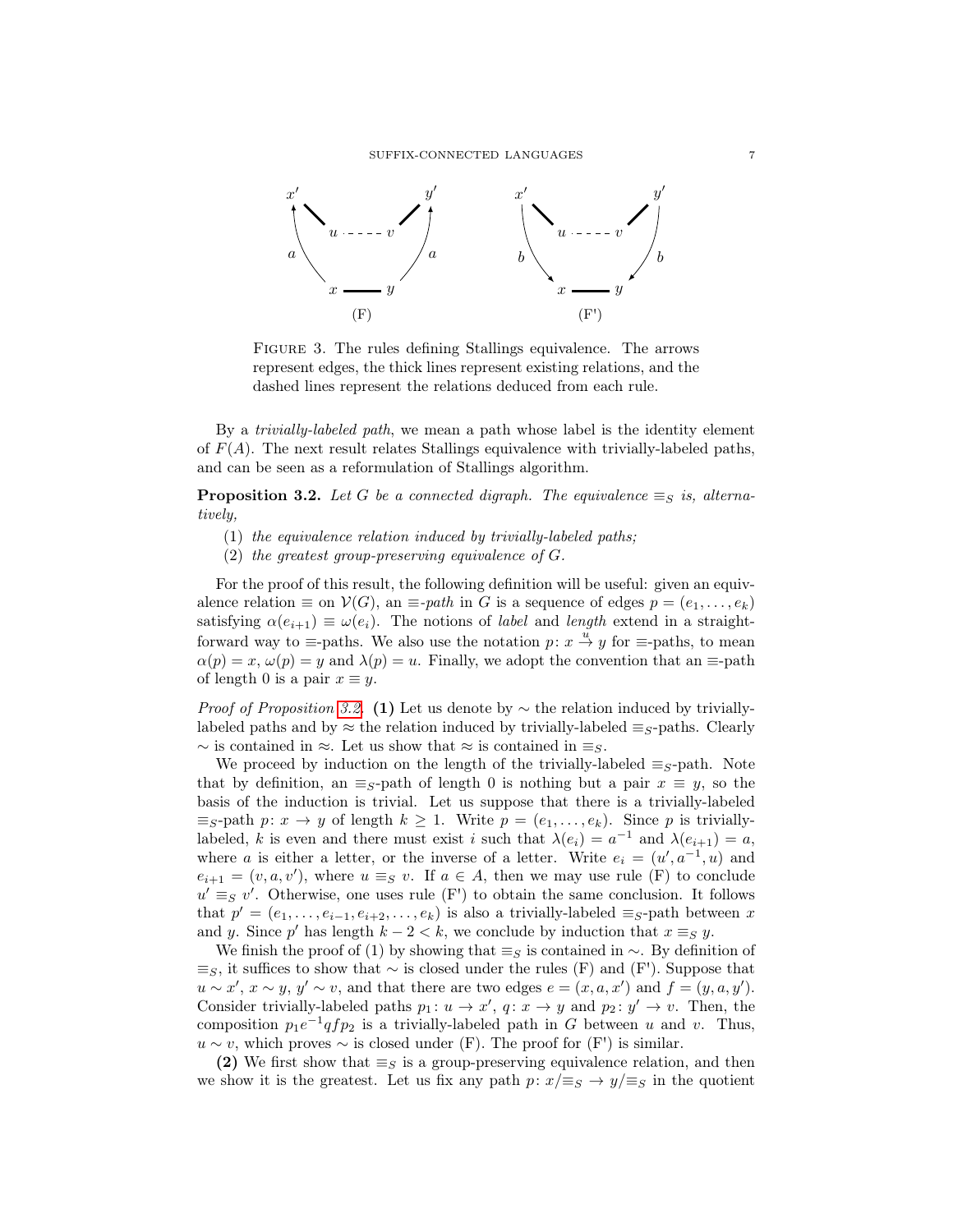FIGURE 3. The rules defining Stallings equivalence. The arrows represent edges, the thick lines represent existing relations, and the dashed lines represent the relations deduced from each rule.

By a *trivially-labeled path*, we mean a path whose label is the identity element of $F(A)$. The next result relates Stallings equivalence with trivially-labeled paths, and can be seen as a reformulation of Stallings algorithm.

**Proposition 3.2.** *Let $G$ be a connected digraph. The equivalence $\equiv_S$ is, alternatively,*

1. *the equivalence relation induced by trivially-labeled paths;*
2. *the greatest group-preserving equivalence of $G$.*

For the proof of this result, the following definition will be useful: given an equivalence relation $\equiv$ on $\mathcal{V}(G)$, an *$\equiv$-path* in $G$ is a sequence of edges $p = (e_1, \dots, e_k)$ satisfying $\alpha(e_{i+1}) \equiv \omega(e_i)$. The notions of *label* and *length* extend in a straightforward way to $\equiv$-paths. We also use the notation $p\colon x \xrightarrow{u} y$ for $\equiv$-paths, to mean $\alpha(p) = x$, $\omega(p) = y$ and $\lambda(p) = u$. Finally, we adopt the convention that an $\equiv$-path of length 0 is a pair $x \equiv y$.

*Proof of Proposition 3.2.* **(1)** Let us denote by $\sim$ the relation induced by trivially-labeled paths and by $\approx$ the relation induced by trivially-labeled $\equiv_S$-paths. Clearly $\sim$ is contained in $\approx$. Let us show that $\approx$ is contained in $\equiv_S$.

We proceed by induction on the length of the trivially-labeled $\equiv_S$-path. Note that by definition, an $\equiv_S$-path of length 0 is nothing but a pair $x \equiv y$, so the basis of the induction is trivial. Let us suppose that there is a trivially-labeled $\equiv_S$-path $p\colon x \to y$ of length $k \geq 1$. Write $p = (e_1, \dots, e_k)$. Since $p$ is trivially-labeled, $k$ is even and there must exist $i$ such that $\lambda(e_i) = a^{-1}$ and $\lambda(e_{i+1}) = a$, where $a$ is either a letter, or the inverse of a letter. Write $e_i = (u', a^{-1}, u)$ and $e_{i+1} = (v, a, v')$, where $u \equiv_S v$. If $a \in A$, then we may use rule (F) to conclude $u' \equiv_S v'$. Otherwise, one uses rule (F') to obtain the same conclusion. It follows that $p' = (e_1, \dots, e_{i-1}, e_{i+2}, \dots, e_k)$ is also a trivially-labeled $\equiv_S$-path between $x$ and $y$. Since $p'$ has length $k - 2 < k$, we conclude by induction that $x \equiv_S y$.

We finish the proof of (1) by showing that $\equiv_S$ is contained in $\sim$. By definition of $\equiv_S$, it suffices to show that $\sim$ is closed under the rules (F) and (F'). Suppose that $u \sim x'$, $x \sim y$, $y' \sim v$, and that there are two edges $e = (x, a, x')$ and $f = (y, a, y')$. Consider trivially-labeled paths $p_1\colon u \to x'$, $q\colon x \to y$ and $p_2\colon y' \to v$. Then, the composition $p_1 e^{-1} q f p_2$ is a trivially-labeled path in $G$ between $u$ and $v$. Thus, $u \sim v$, which proves $\sim$ is closed under (F). The proof for (F') is similar.

**(2)** We first show that $\equiv_S$ is a group-preserving equivalence relation, and then we show it is the greatest. Let us fix any path $p\colon x/{\equiv_S} \to y/{\equiv_S}$ in the quotient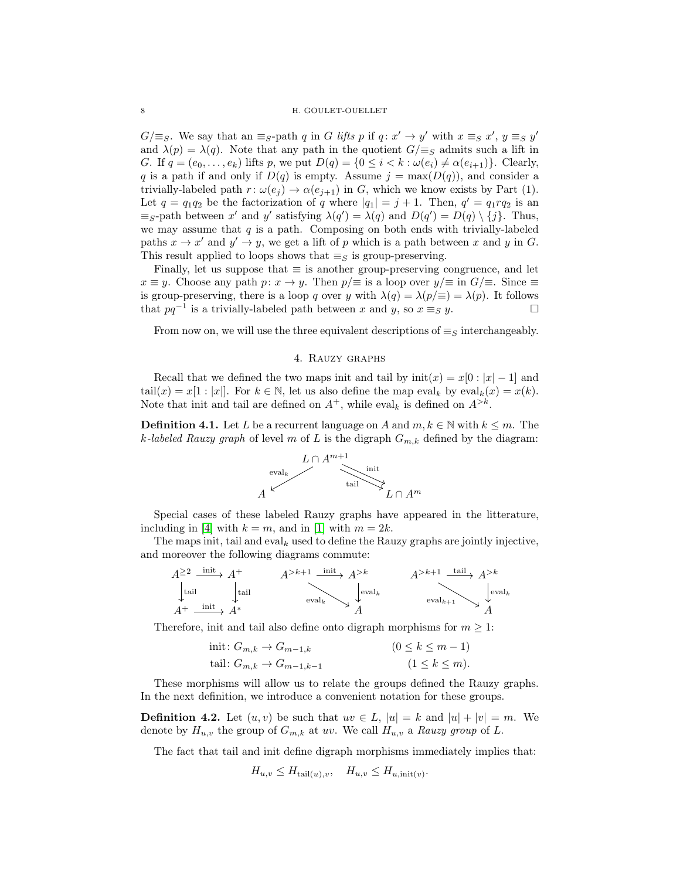$G/{\equiv_S}$. We say that an $\equiv_S$-path $q$ in $G$ *lifts* $p$ if $q\colon x' \to y'$ with $x \equiv_S x'$, $y \equiv_S y'$ and $\lambda(p) = \lambda(q)$. Note that any path in the quotient $G/{\equiv_S}$ admits such a lift in $G$. If $q = (e_0, \dots, e_k)$ lifts $p$, we put $D(q) = \{0 \leq i < k : \omega(e_i) \neq \alpha(e_{i+1})\}$. Clearly, $q$ is a path if and only if $D(q)$ is empty. Assume $j = \max(D(q))$, and consider a trivially-labeled path $r\colon \omega(e_j) \to \alpha(e_{j+1})$ in $G$, which we know exists by Part (1). Let $q = q_1 q_2$ be the factorization of $q$ where $|q_1| = j + 1$. Then, $q' = q_1 r q_2$ is an $\equiv_S$-path between $x'$ and $y'$ satisfying $\lambda(q') = \lambda(q)$ and $D(q') = D(q) \setminus \{j\}$. Thus, we may assume that $q$ is a path. Composing on both ends with trivially-labeled paths $x \to x'$ and $y' \to y$, we get a lift of $p$ which is a path between $x$ and $y$ in $G$. This result applied to loops shows that $\equiv_S$ is group-preserving.

Finally, let us suppose that $\equiv$ is another group-preserving congruence, and let $x \equiv y$. Choose any path $p\colon x \to y$. Then $p/{\equiv}$ is a loop over $y/{\equiv}$ in $G/{\equiv}$. Since $\equiv$ is group-preserving, there is a loop $q$ over $y$ with $\lambda(q) = \lambda(p/{\equiv}) = \lambda(p)$. It follows that $pq^{-1}$ is a trivially-labeled path between $x$ and $y$, so $x \equiv_S y$. $\square$

From now on, we will use the three equivalent descriptions of $\equiv_S$ interchangeably.

## 4. Rauzy graphs

Recall that we defined the two maps init and tail by $\mathrm{init}(x) = x[0 : |x| - 1]$ and $\mathrm{tail}(x) = x[1 : |x|]$. For $k \in \mathbb{N}$, let us also define the map $\mathrm{eval}_k$ by $\mathrm{eval}_k(x) = x(k)$. Note that init and tail are defined on $A^+$, while $\mathrm{eval}_k$ is defined on $A^{>k}$.

**Definition 4.1.** Let $L$ be a recurrent language on $A$ and $m, k \in \mathbb{N}$ with $k \leq m$. The *k-labeled Rauzy graph* of level $m$ of $L$ is the digraph $G_{m,k}$ defined by the diagram:

$$A \xleftarrow{\ \mathrm{eval}_k\ } L \cap A^{m+1} \underset{\mathrm{tail}}{\overset{\mathrm{init}}{\rightrightarrows}} L \cap A^m$$

Special cases of these labeled Rauzy graphs have appeared in the litterature, including in [4] with $k = m$, and in [1] with $m = 2k$.

The maps init, tail and $\mathrm{eval}_k$ used to define the Rauzy graphs are jointly injective, and moreover the following diagrams commute:

$$\begin{array}{ccc} A^{\geq 2} & \xrightarrow{\mathrm{init}} & A^+ \\ \downarrow{\scriptstyle \mathrm{tail}} & & \downarrow{\scriptstyle \mathrm{tail}} \\ A^+ & \xrightarrow{\mathrm{init}} & A^* \end{array} \qquad \begin{array}{ccc} A^{>k+1} & \xrightarrow{\mathrm{init}} & A^{>k} \\ & \searrow{\scriptstyle \mathrm{eval}_k} & \downarrow{\scriptstyle \mathrm{eval}_k} \\ & & A \end{array} \qquad \begin{array}{ccc} A^{>k+1} & \xrightarrow{\mathrm{tail}} & A^{>k} \\ & \searrow{\scriptstyle \mathrm{eval}_{k+1}} & \downarrow{\scriptstyle \mathrm{eval}_k} \\ & & A \end{array}$$

Therefore, init and tail also define onto digraph morphisms for $m \geq 1$:

$$\begin{aligned} &\mathrm{init}\colon G_{m,k} \to G_{m-1,k} && (0 \leq k \leq m-1) \\ &\mathrm{tail}\colon G_{m,k} \to G_{m-1,k-1} && (1 \leq k \leq m). \end{aligned}$$

These morphisms will allow us to relate the groups defined the Rauzy graphs. In the next definition, we introduce a convenient notation for these groups.

**Definition 4.2.** Let $(u, v)$ be such that $uv \in L$, $|u| = k$ and $|u| + |v| = m$. We denote by $H_{u,v}$ the group of $G_{m,k}$ at $uv$. We call $H_{u,v}$ a *Rauzy group* of $L$.

The fact that tail and init define digraph morphisms immediately implies that:

$$H_{u,v} \leq H_{\mathrm{tail}(u),v}, \quad H_{u,v} \leq H_{u,\mathrm{init}(v)}.$$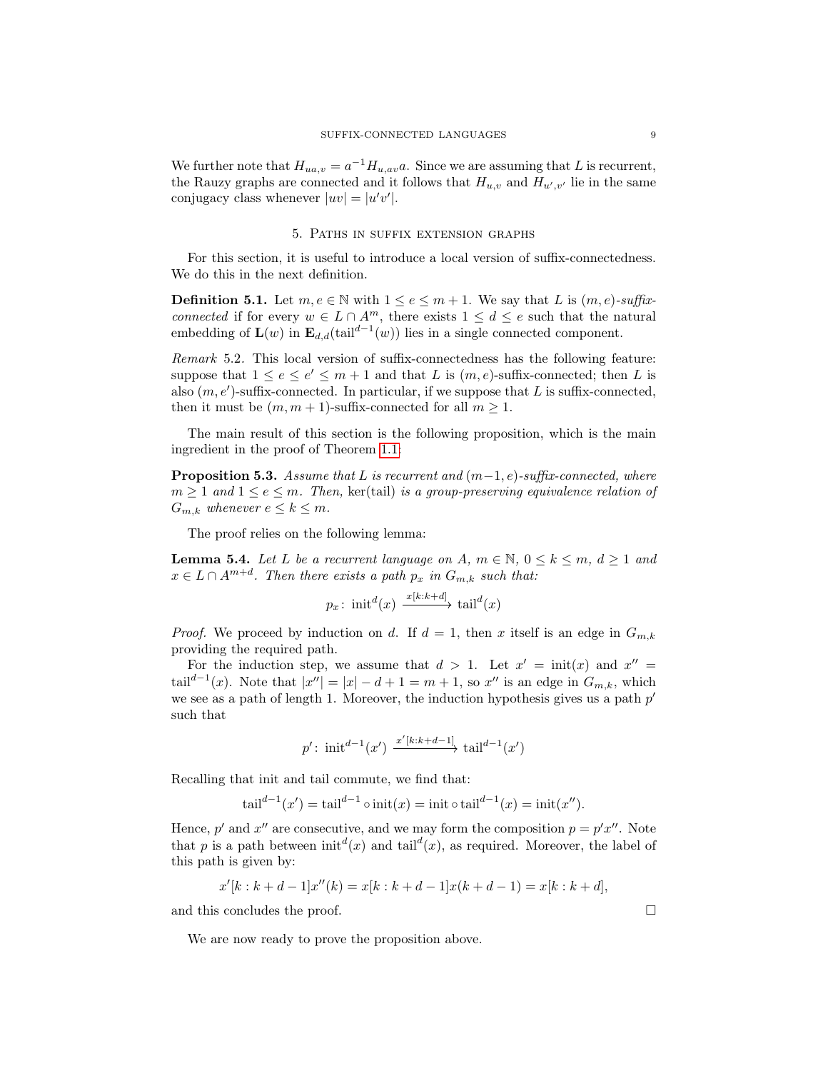We further note that $H_{ua,v} = a^{-1}H_{u,av}a$. Since we are assuming that $L$ is recurrent, the Rauzy graphs are connected and it follows that $H_{u,v}$ and $H_{u',v'}$ lie in the same conjugacy class whenever $|uv| = |u'v'|$.

## 5. Paths in suffix extension graphs

For this section, it is useful to introduce a local version of suffix-connectedness. We do this in the next definition.

**Definition 5.1.** Let $m, e \in \mathbb{N}$ with $1 \leq e \leq m+1$. We say that $L$ is *$(m, e)$-suffix-connected* if for every $w \in L \cap A^m$, there exists $1 \leq d \leq e$ such that the natural embedding of $\mathbf{L}(w)$ in $\mathbf{E}_{d,d}(\operatorname{tail}^{d-1}(w))$ lies in a single connected component.

*Remark* 5.2. This local version of suffix-connectedness has the following feature: suppose that $1 \leq e \leq e' \leq m+1$ and that $L$ is $(m, e)$-suffix-connected; then $L$ is also $(m, e')$-suffix-connected. In particular, if we suppose that $L$ is suffix-connected, then it must be $(m, m+1)$-suffix-connected for all $m \geq 1$.

The main result of this section is the following proposition, which is the main ingredient in the proof of Theorem 1.1:

**Proposition 5.3.** *Assume that $L$ is recurrent and $(m-1, e)$-suffix-connected, where $m \geq 1$ and $1 \leq e \leq m$. Then,* $\ker(\operatorname{tail})$ *is a group-preserving equivalence relation of $G_{m,k}$ whenever $e \leq k \leq m$.*

The proof relies on the following lemma:

**Lemma 5.4.** *Let $L$ be a recurrent language on $A$, $m \in \mathbb{N}$, $0 \leq k \leq m$, $d \geq 1$ and $x \in L \cap A^{m+d}$. Then there exists a path $p_x$ in $G_{m,k}$ such that:*

$$p_x \colon \operatorname{init}^d(x) \xrightarrow{x[k:k+d]} \operatorname{tail}^d(x)$$

*Proof.* We proceed by induction on $d$. If $d = 1$, then $x$ itself is an edge in $G_{m,k}$ providing the required path.

For the induction step, we assume that $d > 1$. Let $x' = \operatorname{init}(x)$ and $x'' = \operatorname{tail}^{d-1}(x)$. Note that $|x''| = |x| - d + 1 = m + 1$, so $x''$ is an edge in $G_{m,k}$, which we see as a path of length 1. Moreover, the induction hypothesis gives us a path $p'$ such that

$$p' \colon \operatorname{init}^{d-1}(x') \xrightarrow{x'[k:k+d-1]} \operatorname{tail}^{d-1}(x')$$

Recalling that init and tail commute, we find that:

$$\operatorname{tail}^{d-1}(x') = \operatorname{tail}^{d-1} \circ \operatorname{init}(x) = \operatorname{init} \circ \operatorname{tail}^{d-1}(x) = \operatorname{init}(x'').$$

Hence, $p'$ and $x''$ are consecutive, and we may form the composition $p = p'x''$. Note that $p$ is a path between $\operatorname{init}^d(x)$ and $\operatorname{tail}^d(x)$, as required. Moreover, the label of this path is given by:

$$x'[k : k+d-1]x''(k) = x[k : k+d-1]x(k+d-1) = x[k : k+d],$$

and this concludes the proof. $\square$

We are now ready to prove the proposition above.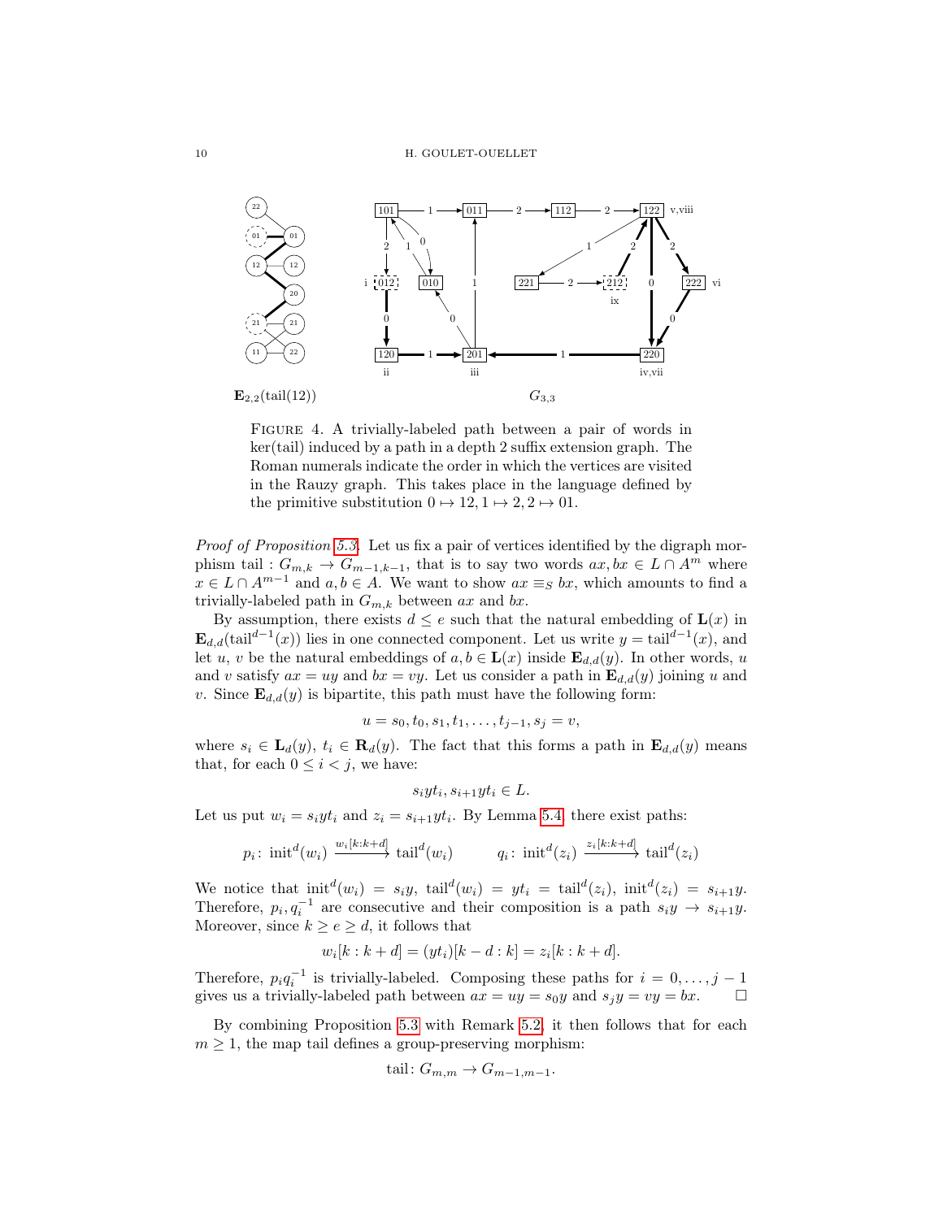$\mathbf{E}_{2,2}(\mathrm{tail}(12))$ $G_{3,3}$

FIGURE 4. A trivially-labeled path between a pair of words in ker(tail) induced by a path in a depth 2 suffix extension graph. The Roman numerals indicate the order in which the vertices are visited in the Rauzy graph. This takes place in the language defined by the primitive substitution $0 \mapsto 12, 1 \mapsto 2, 2 \mapsto 01$.

*Proof of Proposition 5.3.* Let us fix a pair of vertices identified by the digraph morphism $\mathrm{tail} : G_{m,k} \to G_{m-1,k-1}$, that is to say two words $ax, bx \in L \cap A^m$ where $x \in L \cap A^{m-1}$ and $a, b \in A$. We want to show $ax \equiv_S bx$, which amounts to find a trivially-labeled path in $G_{m,k}$ between $ax$ and $bx$.

By assumption, there exists $d \leq e$ such that the natural embedding of $\mathbf{L}(x)$ in $\mathbf{E}_{d,d}(\mathrm{tail}^{d-1}(x))$ lies in one connected component. Let us write $y = \mathrm{tail}^{d-1}(x)$, and let $u$, $v$ be the natural embeddings of $a, b \in \mathbf{L}(x)$ inside $\mathbf{E}_{d,d}(y)$. In other words, $u$ and $v$ satisfy $ax = uy$ and $bx = vy$. Let us consider a path in $\mathbf{E}_{d,d}(y)$ joining $u$ and $v$. Since $\mathbf{E}_{d,d}(y)$ is bipartite, this path must have the following form:

$$u = s_0, t_0, s_1, t_1, \ldots, t_{j-1}, s_j = v,$$

where $s_i \in \mathbf{L}_d(y)$, $t_i \in \mathbf{R}_d(y)$. The fact that this forms a path in $\mathbf{E}_{d,d}(y)$ means that, for each $0 \leq i < j$, we have:

$$s_i y t_i, s_{i+1} y t_i \in L.$$

Let us put $w_i = s_i y t_i$ and $z_i = s_{i+1} y t_i$. By Lemma 5.4, there exist paths:

$$p_i \colon \mathrm{init}^d(w_i) \xrightarrow{w_i[k:k+d]} \mathrm{tail}^d(w_i) \qquad q_i \colon \mathrm{init}^d(z_i) \xrightarrow{z_i[k:k+d]} \mathrm{tail}^d(z_i)$$

We notice that $\mathrm{init}^d(w_i) = s_i y$, $\mathrm{tail}^d(w_i) = y t_i = \mathrm{tail}^d(z_i)$, $\mathrm{init}^d(z_i) = s_{i+1} y$. Therefore, $p_i, q_i^{-1}$ are consecutive and their composition is a path $s_i y \to s_{i+1} y$. Moreover, since $k \geq e \geq d$, it follows that

$$w_i[k : k+d] = (y t_i)[k-d : k] = z_i[k : k+d].$$

Therefore, $p_i q_i^{-1}$ is trivially-labeled. Composing these paths for $i = 0, \ldots, j-1$ gives us a trivially-labeled path between $ax = uy = s_0 y$ and $s_j y = vy = bx$. $\square$

By combining Proposition 5.3 with Remark 5.2, it then follows that for each $m \geq 1$, the map tail defines a group-preserving morphism:

$$\mathrm{tail} \colon G_{m,m} \to G_{m-1,m-1}.$$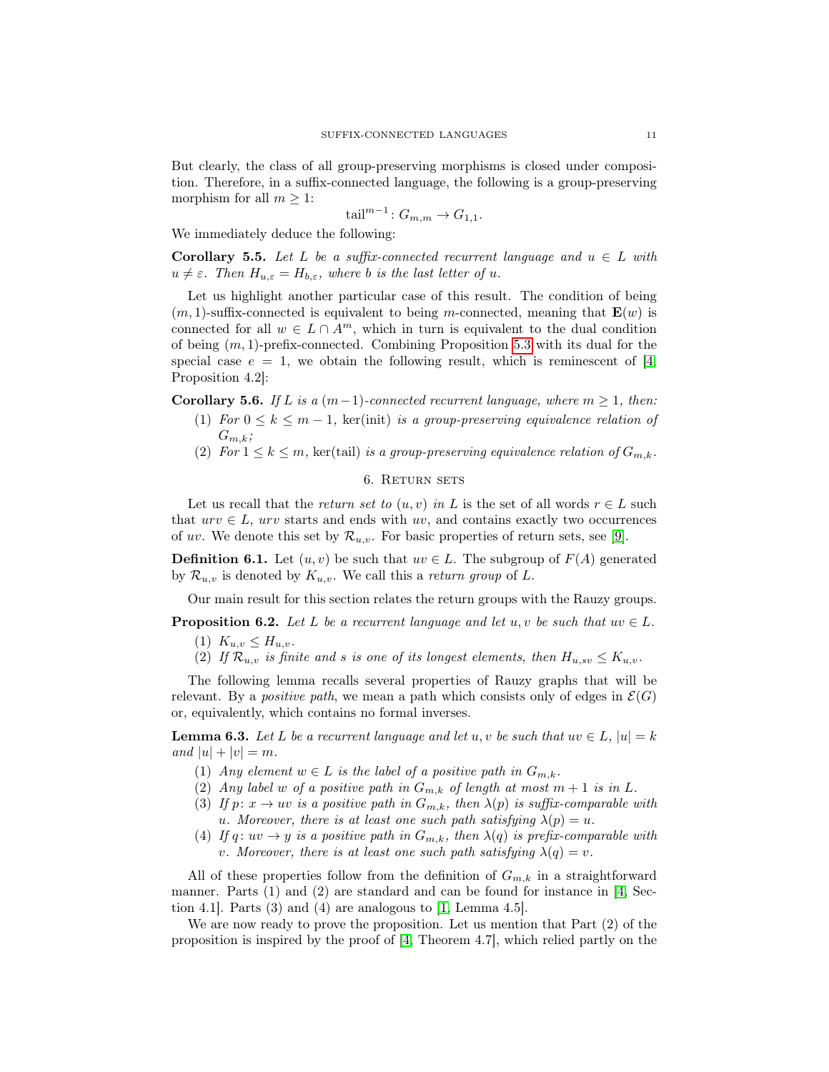But clearly, the class of all group-preserving morphisms is closed under composition. Therefore, in a suffix-connected language, the following is a group-preserving morphism for all $m \geq 1$:

$$\mathrm{tail}^{m-1}\colon G_{m,m} \to G_{1,1}.$$

We immediately deduce the following:

**Corollary 5.5.** *Let $L$ be a suffix-connected recurrent language and $u \in L$ with $u \neq \varepsilon$. Then $H_{u,\varepsilon} = H_{b,\varepsilon}$, where $b$ is the last letter of $u$.*

Let us highlight another particular case of this result. The condition of being $(m, 1)$-suffix-connected is equivalent to being $m$-connected, meaning that $\mathbf{E}(w)$ is connected for all $w \in L \cap A^m$, which in turn is equivalent to the dual condition of being $(m, 1)$-prefix-connected. Combining Proposition 5.3 with its dual for the special case $e = 1$, we obtain the following result, which is reminescent of [4, Proposition 4.2]:

**Corollary 5.6.** *If $L$ is a $(m-1)$-connected recurrent language, where $m \geq 1$, then:*

1. *For $0 \leq k \leq m-1$, $\ker(\mathrm{init})$ is a group-preserving equivalence relation of $G_{m,k}$;*
2. *For $1 \leq k \leq m$, $\ker(\mathrm{tail})$ is a group-preserving equivalence relation of $G_{m,k}$.*

## 6. Return sets

Let us recall that the *return set to $(u, v)$ in $L$* is the set of all words $r \in L$ such that $urv \in L$, $urv$ starts and ends with $uv$, and contains exactly two occurrences of $uv$. We denote this set by $\mathcal{R}_{u,v}$. For basic properties of return sets, see [9].

**Definition 6.1.** Let $(u, v)$ be such that $uv \in L$. The subgroup of $F(A)$ generated by $\mathcal{R}_{u,v}$ is denoted by $K_{u,v}$. We call this a *return group* of $L$.

Our main result for this section relates the return groups with the Rauzy groups.

**Proposition 6.2.** *Let $L$ be a recurrent language and let $u, v$ be such that $uv \in L$.*

1. *$K_{u,v} \leq H_{u,v}$.*
2. *If $\mathcal{R}_{u,v}$ is finite and $s$ is one of its longest elements, then $H_{u,sv} \leq K_{u,v}$.*

The following lemma recalls several properties of Rauzy graphs that will be relevant. By a *positive path*, we mean a path which consists only of edges in $\mathcal{E}(G)$ or, equivalently, which contains no formal inverses.

**Lemma 6.3.** *Let $L$ be a recurrent language and let $u, v$ be such that $uv \in L$, $|u| = k$ and $|u| + |v| = m$.*

1. *Any element $w \in L$ is the label of a positive path in $G_{m,k}$.*
2. *Any label $w$ of a positive path in $G_{m,k}$ of length at most $m+1$ is in $L$.*
3. *If $p\colon x \to uv$ is a positive path in $G_{m,k}$, then $\lambda(p)$ is suffix-comparable with $u$. Moreover, there is at least one such path satisfying $\lambda(p) = u$.*
4. *If $q\colon uv \to y$ is a positive path in $G_{m,k}$, then $\lambda(q)$ is prefix-comparable with $v$. Moreover, there is at least one such path satisfying $\lambda(q) = v$.*

All of these properties follow from the definition of $G_{m,k}$ in a straightforward manner. Parts (1) and (2) are standard and can be found for instance in [4, Section 4.1]. Parts (3) and (4) are analogous to [1, Lemma 4.5].

We are now ready to prove the proposition. Let us mention that Part (2) of the proposition is inspired by the proof of [4, Theorem 4.7], which relied partly on the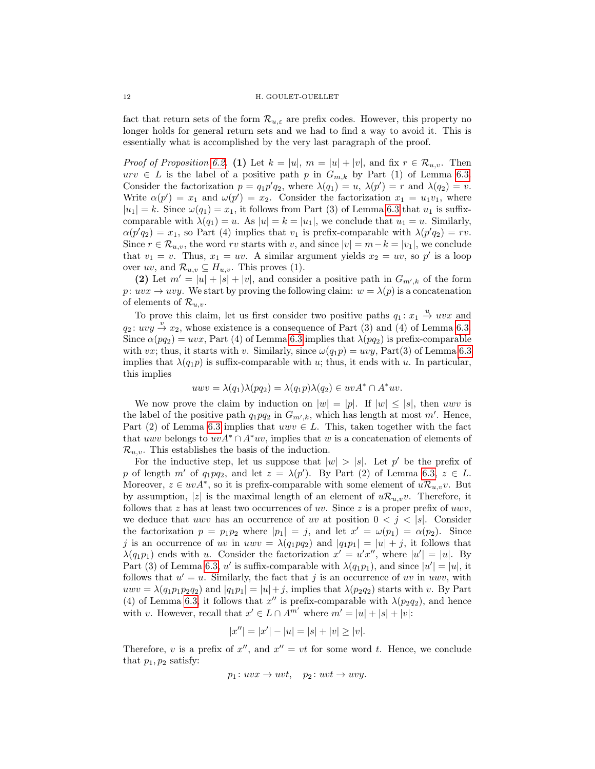fact that return sets of the form $\mathcal{R}_{u,\varepsilon}$ are prefix codes. However, this property no longer holds for general return sets and we had to find a way to avoid it. This is essentially what is accomplished by the very last paragraph of the proof.

*Proof of Proposition 6.2.* **(1)** Let $k = |u|$, $m = |u| + |v|$, and fix $r \in \mathcal{R}_{u,v}$. Then $urv \in L$ is the label of a positive path $p$ in $G_{m,k}$ by Part (1) of Lemma 6.3. Consider the factorization $p = q_1 p' q_2$, where $\lambda(q_1) = u$, $\lambda(p') = r$ and $\lambda(q_2) = v$. Write $\alpha(p') = x_1$ and $\omega(p') = x_2$. Consider the factorization $x_1 = u_1 v_1$, where $|u_1| = k$. Since $\omega(q_1) = x_1$, it follows from Part (3) of Lemma 6.3 that $u_1$ is suffix-comparable with $\lambda(q_1) = u$. As $|u| = k = |u_1|$, we conclude that $u_1 = u$. Similarly, $\alpha(p'q_2) = x_1$, so Part (4) implies that $v_1$ is prefix-comparable with $\lambda(p'q_2) = rv$. Since $r \in \mathcal{R}_{u,v}$, the word $rv$ starts with $v$, and since $|v| = m - k = |v_1|$, we conclude that $v_1 = v$. Thus, $x_1 = uv$. A similar argument yields $x_2 = uv$, so $p'$ is a loop over $uv$, and $\mathcal{R}_{u,v} \subseteq H_{u,v}$. This proves (1).

**(2)** Let $m' = |u| + |s| + |v|$, and consider a positive path in $G_{m',k}$ of the form $p\colon uvx \to uvy$. We start by proving the following claim: $w = \lambda(p)$ is a concatenation of elements of $\mathcal{R}_{u,v}$.

To prove this claim, let us first consider two positive paths $q_1\colon x_1 \xrightarrow{u} uvx$ and $q_2\colon uvy \xrightarrow{v} x_2$, whose existence is a consequence of Part (3) and (4) of Lemma 6.3. Since $\alpha(pq_2) = uvx$, Part (4) of Lemma 6.3 implies that $\lambda(pq_2)$ is prefix-comparable with $vx$; thus, it starts with $v$. Similarly, since $\omega(q_1 p) = uvy$, Part(3) of Lemma 6.3 implies that $\lambda(q_1 p)$ is suffix-comparable with $u$; thus, it ends with $u$. In particular, this implies

$$uwv = \lambda(q_1)\lambda(pq_2) = \lambda(q_1 p)\lambda(q_2) \in uvA^* \cap A^*uv.$$

We now prove the claim by induction on $|w| = |p|$. If $|w| \le |s|$, then $uwv$ is the label of the positive path $q_1 p q_2$ in $G_{m',k}$, which has length at most $m'$. Hence, Part (2) of Lemma 6.3 implies that $uwv \in L$. This, taken together with the fact that $uwv$ belongs to $uvA^* \cap A^*uv$, implies that $w$ is a concatenation of elements of $\mathcal{R}_{u,v}$. This establishes the basis of the induction.

For the inductive step, let us suppose that $|w| > |s|$. Let $p'$ be the prefix of $p$ of length $m'$ of $q_1 p q_2$, and let $z = \lambda(p')$. By Part (2) of Lemma 6.3, $z \in L$. Moreover, $z \in uvA^*$, so it is prefix-comparable with some element of $u\mathcal{R}_{u,v}v$. But by assumption, $|z|$ is the maximal length of an element of $u\mathcal{R}_{u,v}v$. Therefore, it follows that $z$ has at least two occurrences of $uv$. Since $z$ is a proper prefix of $uwv$, we deduce that $uwv$ has an occurrence of $uv$ at position $0 < j < |s|$. Consider the factorization $p = p_1 p_2$ where $|p_1| = j$, and let $x' = \omega(p_1) = \alpha(p_2)$. Since $j$ is an occurrence of $uv$ in $uwv = \lambda(q_1 p q_2)$ and $|q_1 p_1| = |u| + j$, it follows that $\lambda(q_1 p_1)$ ends with $u$. Consider the factorization $x' = u'x''$, where $|u'| = |u|$. By Part (3) of Lemma 6.3, $u'$ is suffix-comparable with $\lambda(q_1 p_1)$, and since $|u'| = |u|$, it follows that $u' = u$. Similarly, the fact that $j$ is an occurrence of $uv$ in $uwv$, with $uwv = \lambda(q_1 p_1 p_2 q_2)$ and $|q_1 p_1| = |u| + j$, implies that $\lambda(p_2 q_2)$ starts with $v$. By Part (4) of Lemma 6.3, it follows that $x''$ is prefix-comparable with $\lambda(p_2 q_2)$, and hence with $v$. However, recall that $x' \in L \cap A^{m'}$ where $m' = |u| + |s| + |v|$:

$$|x''| = |x'| - |u| = |s| + |v| \ge |v|.$$

Therefore, $v$ is a prefix of $x''$, and $x'' = vt$ for some word $t$. Hence, we conclude that $p_1, p_2$ satisfy:

$$p_1\colon uvx \to uvt, \quad p_2\colon uvt \to uvy.$$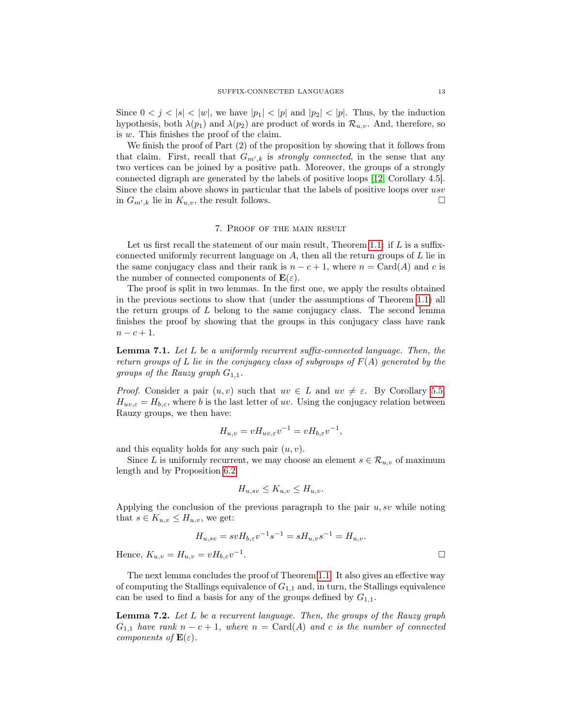Since $0 < j < |s| < |w|$, we have $|p_1| < |p|$ and $|p_2| < |p|$. Thus, by the induction hypothesis, both $\lambda(p_1)$ and $\lambda(p_2)$ are product of words in $\mathcal{R}_{u,v}$. And, therefore, so is $w$. This finishes the proof of the claim.

We finish the proof of Part (2) of the proposition by showing that it follows from that claim. First, recall that $G_{m',k}$ is *strongly connected*, in the sense that any two vertices can be joined by a positive path. Moreover, the groups of a strongly connected digraph are generated by the labels of positive loops [12, Corollary 4.5]. Since the claim above shows in particular that the labels of positive loops over $usv$ in $G_{m',k}$ lie in $K_{u,v}$, the result follows. □

## 7. Proof of the main result

Let us first recall the statement of our main result, Theorem 1.1: if $L$ is a suffix-connected uniformly recurrent language on $A$, then all the return groups of $L$ lie in the same conjugacy class and their rank is $n - c + 1$, where $n = \mathrm{Card}(A)$ and $c$ is the number of connected components of $\mathbf{E}(\varepsilon)$.

The proof is split in two lemmas. In the first one, we apply the results obtained in the previous sections to show that (under the assumptions of Theorem 1.1) all the return groups of $L$ belong to the same conjugacy class. The second lemma finishes the proof by showing that the groups in this conjugacy class have rank $n - c + 1$.

**Lemma 7.1.** *Let $L$ be a uniformly recurrent suffix-connected language. Then, the return groups of $L$ lie in the conjugacy class of subgroups of $F(A)$ generated by the groups of the Rauzy graph $G_{1,1}$.*

*Proof.* Consider a pair $(u, v)$ such that $uv \in L$ and $uv \neq \varepsilon$. By Corollary 5.5, $H_{uv,\varepsilon} = H_{b,\varepsilon}$, where $b$ is the last letter of $uv$. Using the conjugacy relation between Rauzy groups, we then have:

$$H_{u,v} = vH_{uv,\varepsilon}v^{-1} = vH_{b,\varepsilon}v^{-1},$$

and this equality holds for any such pair $(u, v)$.

Since $L$ is uniformly recurrent, we may choose an element $s \in \mathcal{R}_{u,v}$ of maximum length and by Proposition 6.2

$$H_{u,sv} \leq K_{u,v} \leq H_{u,v}.$$

Applying the conclusion of the previous paragraph to the pair $u, sv$ while noting that $s \in K_{u,v} \leq H_{u,v}$, we get:

$$H_{u,sv} = svH_{b,\varepsilon}v^{-1}s^{-1} = sH_{u,v}s^{-1} = H_{u,v}.$$

Hence, $K_{u,v} = H_{u,v} = vH_{b,\varepsilon}v^{-1}$. □

The next lemma concludes the proof of Theorem 1.1. It also gives an effective way of computing the Stallings equivalence of $G_{1,1}$ and, in turn, the Stallings equivalence can be used to find a basis for any of the groups defined by $G_{1,1}$.

**Lemma 7.2.** *Let $L$ be a recurrent language. Then, the groups of the Rauzy graph $G_{1,1}$ have rank $n - c + 1$, where $n = \mathrm{Card}(A)$ and $c$ is the number of connected components of $\mathbf{E}(\varepsilon)$.*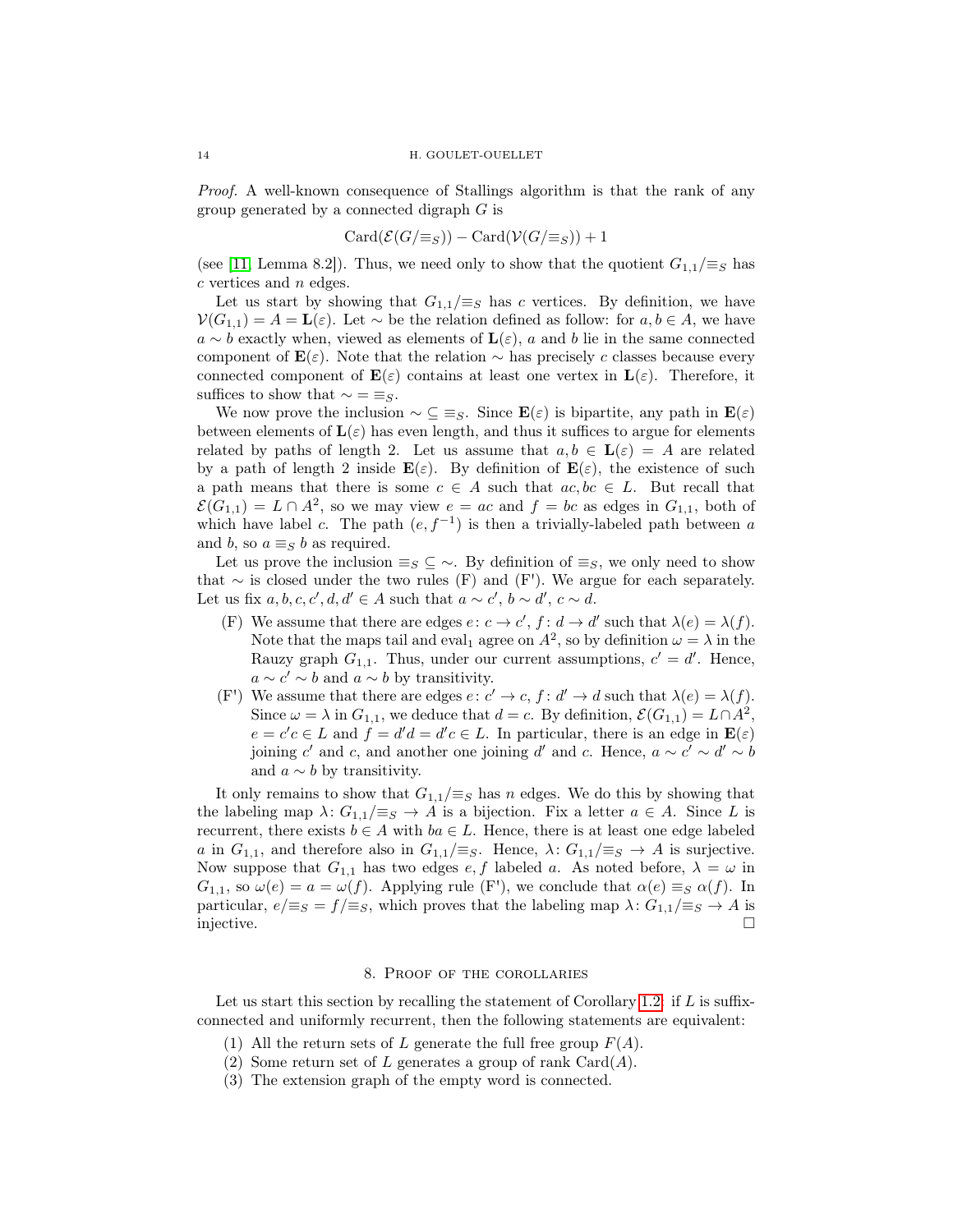*Proof.* A well-known consequence of Stallings algorithm is that the rank of any group generated by a connected digraph $G$ is

$$\mathrm{Card}(\mathcal{E}(G/{\equiv_S})) - \mathrm{Card}(\mathcal{V}(G/{\equiv_S})) + 1$$

(see [11, Lemma 8.2]). Thus, we need only to show that the quotient $G_{1,1}/{\equiv_S}$ has $c$ vertices and $n$ edges.

Let us start by showing that $G_{1,1}/{\equiv_S}$ has $c$ vertices. By definition, we have $\mathcal{V}(G_{1,1}) = A = \mathbf{L}(\varepsilon)$. Let $\sim$ be the relation defined as follow: for $a, b \in A$, we have $a \sim b$ exactly when, viewed as elements of $\mathbf{L}(\varepsilon)$, $a$ and $b$ lie in the same connected component of $\mathbf{E}(\varepsilon)$. Note that the relation $\sim$ has precisely $c$ classes because every connected component of $\mathbf{E}(\varepsilon)$ contains at least one vertex in $\mathbf{L}(\varepsilon)$. Therefore, it suffices to show that $\sim \, = \, \equiv_S$.

We now prove the inclusion $\sim \, \subseteq \, \equiv_S$. Since $\mathbf{E}(\varepsilon)$ is bipartite, any path in $\mathbf{E}(\varepsilon)$ between elements of $\mathbf{L}(\varepsilon)$ has even length, and thus it suffices to argue for elements related by paths of length 2. Let us assume that $a, b \in \mathbf{L}(\varepsilon) = A$ are related by a path of length 2 inside $\mathbf{E}(\varepsilon)$. By definition of $\mathbf{E}(\varepsilon)$, the existence of such a path means that there is some $c \in A$ such that $ac, bc \in L$. But recall that $\mathcal{E}(G_{1,1}) = L \cap A^2$, so we may view $e = ac$ and $f = bc$ as edges in $G_{1,1}$, both of which have label $c$. The path $(e, f^{-1})$ is then a trivially-labeled path between $a$ and $b$, so $a \equiv_S b$ as required.

Let us prove the inclusion $\equiv_S \, \subseteq \, \sim$. By definition of $\equiv_S$, we only need to show that $\sim$ is closed under the two rules (F) and (F'). We argue for each separately. Let us fix $a, b, c, c', d, d' \in A$ such that $a \sim c'$, $b \sim d'$, $c \sim d$.

- (F) We assume that there are edges $e \colon c \to c'$, $f \colon d \to d'$ such that $\lambda(e) = \lambda(f)$. Note that the maps tail and $\mathrm{eval}_1$ agree on $A^2$, so by definition $\omega = \lambda$ in the Rauzy graph $G_{1,1}$. Thus, under our current assumptions, $c' = d'$. Hence, $a \sim c' \sim b$ and $a \sim b$ by transitivity.
- (F') We assume that there are edges $e \colon c' \to c$, $f \colon d' \to d$ such that $\lambda(e) = \lambda(f)$. Since $\omega = \lambda$ in $G_{1,1}$, we deduce that $d = c$. By definition, $\mathcal{E}(G_{1,1}) = L \cap A^2$, $e = c'c \in L$ and $f = d'd = d'c \in L$. In particular, there is an edge in $\mathbf{E}(\varepsilon)$ joining $c'$ and $c$, and another one joining $d'$ and $c$. Hence, $a \sim c' \sim d' \sim b$ and $a \sim b$ by transitivity.

It only remains to show that $G_{1,1}/{\equiv_S}$ has $n$ edges. We do this by showing that the labeling map $\lambda \colon G_{1,1}/{\equiv_S} \to A$ is a bijection. Fix a letter $a \in A$. Since $L$ is recurrent, there exists $b \in A$ with $ba \in L$. Hence, there is at least one edge labeled $a$ in $G_{1,1}$, and therefore also in $G_{1,1}/{\equiv_S}$. Hence, $\lambda \colon G_{1,1}/{\equiv_S} \to A$ is surjective. Now suppose that $G_{1,1}$ has two edges $e, f$ labeled $a$. As noted before, $\lambda = \omega$ in $G_{1,1}$, so $\omega(e) = a = \omega(f)$. Applying rule (F'), we conclude that $\alpha(e) \equiv_S \alpha(f)$. In particular, $e/{\equiv_S} = f/{\equiv_S}$, which proves that the labeling map $\lambda \colon G_{1,1}/{\equiv_S} \to A$ is injective. $\square$

## 8. Proof of the corollaries

Let us start this section by recalling the statement of Corollary 1.2: if $L$ is suffix-connected and uniformly recurrent, then the following statements are equivalent:

1. All the return sets of $L$ generate the full free group $F(A)$.
2. Some return set of $L$ generates a group of rank $\mathrm{Card}(A)$.
3. The extension graph of the empty word is connected.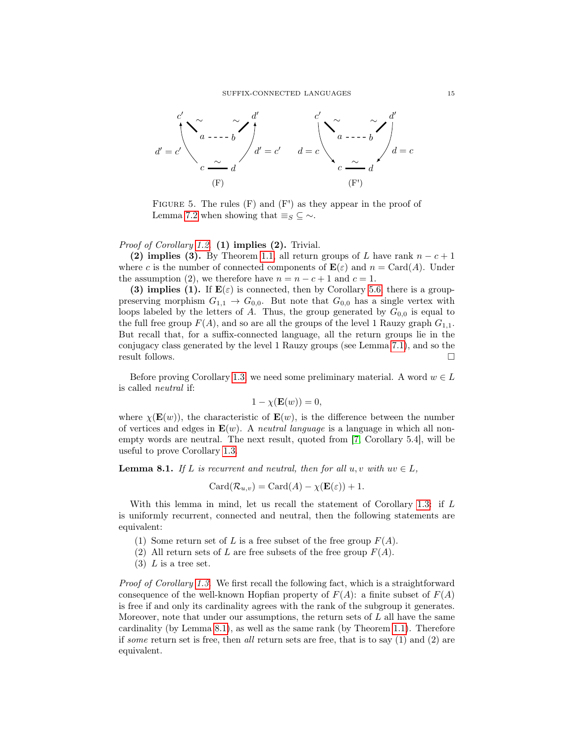FIGURE 5. The rules (F) and (F') as they appear in the proof of Lemma 7.2 when showing that $\equiv_S \subseteq \sim$.

*Proof of Corollary 1.2.* **(1) implies (2).** Trivial.

**(2) implies (3).** By Theorem 1.1, all return groups of $L$ have rank $n - c + 1$ where $c$ is the number of connected components of $\mathbf{E}(\varepsilon)$ and $n = \mathrm{Card}(A)$. Under the assumption (2), we therefore have $n = n - c + 1$ and $c = 1$.

**(3) implies (1).** If $\mathbf{E}(\varepsilon)$ is connected, then by Corollary 5.6 there is a group-preserving morphism $G_{1,1} \to G_{0,0}$. But note that $G_{0,0}$ has a single vertex with loops labeled by the letters of $A$. Thus, the group generated by $G_{0,0}$ is equal to the full free group $F(A)$, and so are all the groups of the level 1 Rauzy graph $G_{1,1}$. But recall that, for a suffix-connected language, all the return groups lie in the conjugacy class generated by the level 1 Rauzy groups (see Lemma 7.1), and so the result follows. □

Before proving Corollary 1.3 we need some preliminary material. A word $w \in L$ is called *neutral* if:

$$1 - \chi(\mathbf{E}(w)) = 0,$$

where $\chi(\mathbf{E}(w))$, the characteristic of $\mathbf{E}(w)$, is the difference between the number of vertices and edges in $\mathbf{E}(w)$. A *neutral language* is a language in which all non-empty words are neutral. The next result, quoted from [7, Corollary 5.4], will be useful to prove Corollary 1.3.

**Lemma 8.1.** *If $L$ is recurrent and neutral, then for all $u, v$ with $uv \in L$,*

$$\mathrm{Card}(\mathcal{R}_{u,v}) = \mathrm{Card}(A) - \chi(\mathbf{E}(\varepsilon)) + 1.$$

With this lemma in mind, let us recall the statement of Corollary 1.3: if $L$ is uniformly recurrent, connected and neutral, then the following statements are equivalent:

1. Some return set of $L$ is a free subset of the free group $F(A)$.
2. All return sets of $L$ are free subsets of the free group $F(A)$.
3. $L$ is a tree set.

*Proof of Corollary 1.3.* We first recall the following fact, which is a straightforward consequence of the well-known Hopfian property of $F(A)$: a finite subset of $F(A)$ is free if and only its cardinality agrees with the rank of the subgroup it generates. Moreover, note that under our assumptions, the return sets of $L$ all have the same cardinality (by Lemma 8.1), as well as the same rank (by Theorem 1.1). Therefore if *some* return set is free, then *all* return sets are free, that is to say (1) and (2) are equivalent.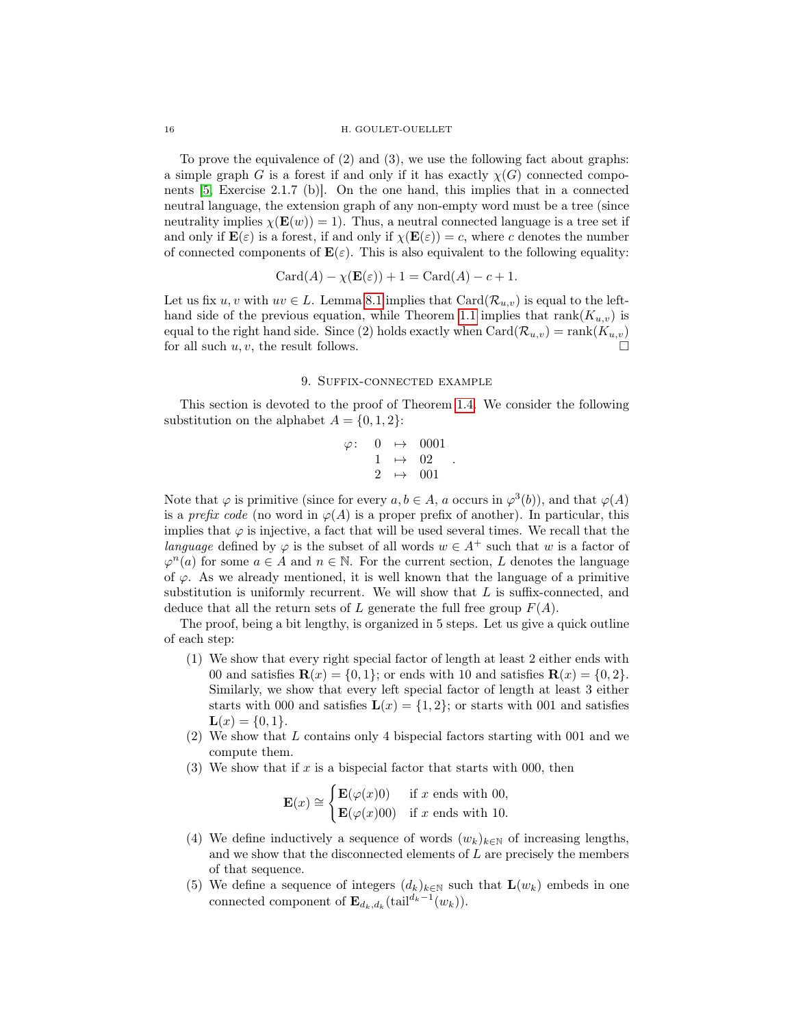To prove the equivalence of (2) and (3), we use the following fact about graphs: a simple graph $G$ is a forest if and only if it has exactly $\chi(G)$ connected components [5, Exercise 2.1.7 (b)]. On the one hand, this implies that in a connected neutral language, the extension graph of any non-empty word must be a tree (since neutrality implies $\chi(\mathbf{E}(w)) = 1$). Thus, a neutral connected language is a tree set if and only if $\mathbf{E}(\varepsilon)$ is a forest, if and only if $\chi(\mathbf{E}(\varepsilon)) = c$, where $c$ denotes the number of connected components of $\mathbf{E}(\varepsilon)$. This is also equivalent to the following equality:

$$\mathrm{Card}(A) - \chi(\mathbf{E}(\varepsilon)) + 1 = \mathrm{Card}(A) - c + 1.$$

Let us fix $u, v$ with $uv \in L$. Lemma 8.1 implies that $\mathrm{Card}(\mathcal{R}_{u,v})$ is equal to the left-hand side of the previous equation, while Theorem 1.1 implies that $\mathrm{rank}(K_{u,v})$ is equal to the right hand side. Since (2) holds exactly when $\mathrm{Card}(\mathcal{R}_{u,v}) = \mathrm{rank}(K_{u,v})$ for all such $u, v$, the result follows. $\square$

## 9. Suffix-connected example

This section is devoted to the proof of Theorem 1.4. We consider the following substitution on the alphabet $A = \{0, 1, 2\}$:

$$\varphi\colon \quad \begin{array}{lcl} 0 & \mapsto & 0001 \\ 1 & \mapsto & 02 \\ 2 & \mapsto & 001 \end{array}.$$

Note that $\varphi$ is primitive (since for every $a, b \in A$, $a$ occurs in $\varphi^3(b)$), and that $\varphi(A)$ is a *prefix code* (no word in $\varphi(A)$ is a proper prefix of another). In particular, this implies that $\varphi$ is injective, a fact that will be used several times. We recall that the *language* defined by $\varphi$ is the subset of all words $w \in A^+$ such that $w$ is a factor of $\varphi^n(a)$ for some $a \in A$ and $n \in \mathbb{N}$. For the current section, $L$ denotes the language of $\varphi$. As we already mentioned, it is well known that the language of a primitive substitution is uniformly recurrent. We will show that $L$ is suffix-connected, and deduce that all the return sets of $L$ generate the full free group $F(A)$.

The proof, being a bit lengthy, is organized in 5 steps. Let us give a quick outline of each step:

1. We show that every right special factor of length at least 2 either ends with 00 and satisfies $\mathbf{R}(x) = \{0, 1\}$; or ends with 10 and satisfies $\mathbf{R}(x) = \{0, 2\}$. Similarly, we show that every left special factor of length at least 3 either starts with 000 and satisfies $\mathbf{L}(x) = \{1, 2\}$; or starts with 001 and satisfies $\mathbf{L}(x) = \{0, 1\}$.
2. We show that $L$ contains only 4 bispecial factors starting with 001 and we compute them.
3. We show that if $x$ is a bispecial factor that starts with 000, then
$$\mathbf{E}(x) \cong \begin{cases} \mathbf{E}(\varphi(x)0) & \text{if } x \text{ ends with } 00, \\ \mathbf{E}(\varphi(x)00) & \text{if } x \text{ ends with } 10. \end{cases}$$
4. We define inductively a sequence of words $(w_k)_{k \in \mathbb{N}}$ of increasing lengths, and we show that the disconnected elements of $L$ are precisely the members of that sequence.
5. We define a sequence of integers $(d_k)_{k \in \mathbb{N}}$ such that $\mathbf{L}(w_k)$ embeds in one connected component of $\mathbf{E}_{d_k, d_k}(\mathrm{tail}^{d_k - 1}(w_k))$.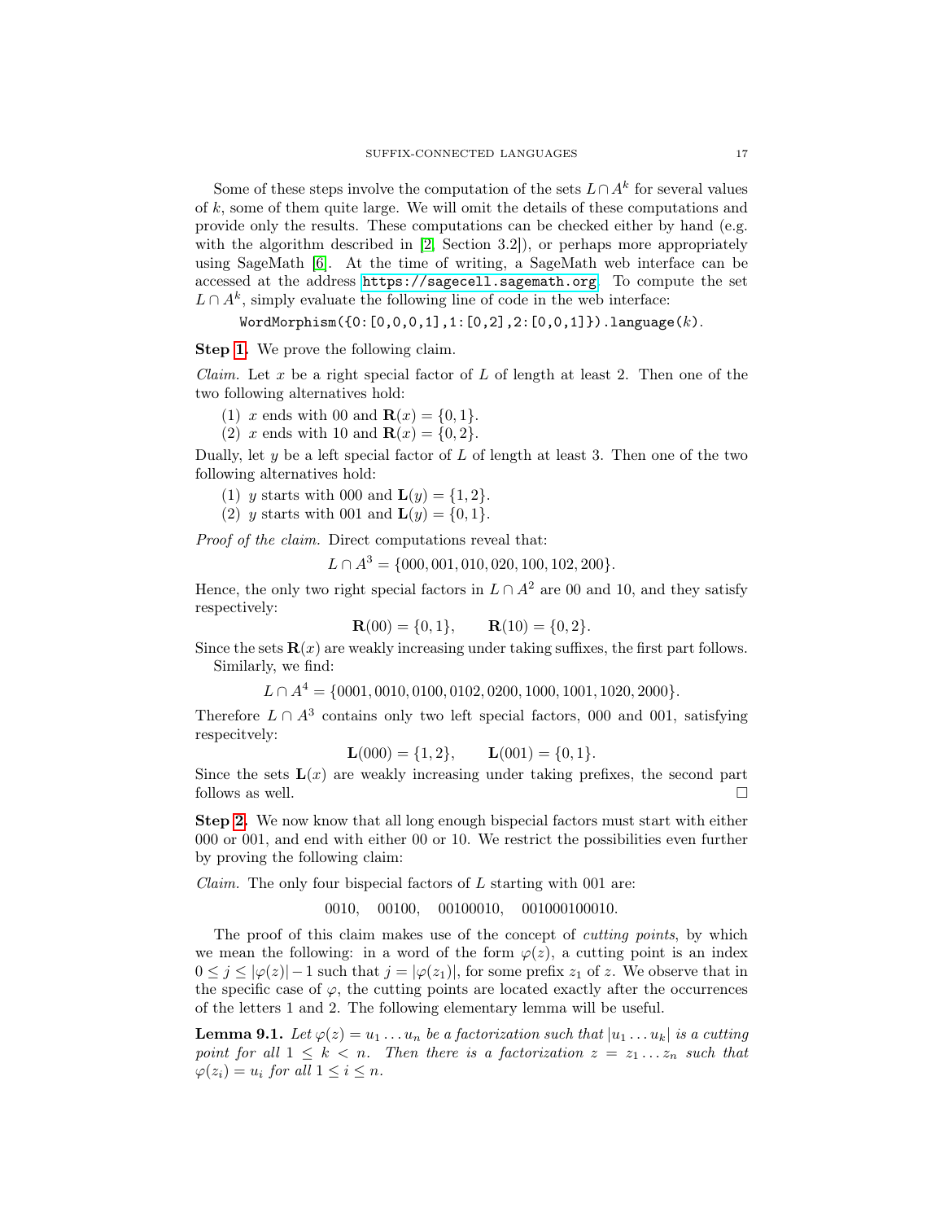Some of these steps involve the computation of the sets $L \cap A^k$ for several values of $k$, some of them quite large. We will omit the details of these computations and provide only the results. These computations can be checked either by hand (e.g. with the algorithm described in [2, Section 3.2]), or perhaps more appropriately using SageMath [6]. At the time of writing, a SageMath web interface can be accessed at the address https://sagecell.sagemath.org. To compute the set $L \cap A^k$, simply evaluate the following line of code in the web interface:

```
WordMorphism({0:[0,0,0,1],1:[0,2],2:[0,0,1]}).language(k).
```

**Step 1.** We prove the following claim.

*Claim.* Let $x$ be a right special factor of $L$ of length at least 2. Then one of the two following alternatives hold:

1. $x$ ends with 00 and $\mathbf{R}(x) = \{0, 1\}$.
2. $x$ ends with 10 and $\mathbf{R}(x) = \{0, 2\}$.

Dually, let $y$ be a left special factor of $L$ of length at least 3. Then one of the two following alternatives hold:

1. $y$ starts with 000 and $\mathbf{L}(y) = \{1, 2\}$.
2. $y$ starts with 001 and $\mathbf{L}(y) = \{0, 1\}$.

*Proof of the claim.* Direct computations reveal that:

$$L \cap A^3 = \{000, 001, 010, 020, 100, 102, 200\}.$$

Hence, the only two right special factors in $L \cap A^2$ are 00 and 10, and they satisfy respectively:

$$\mathbf{R}(00) = \{0, 1\}, \qquad \mathbf{R}(10) = \{0, 2\}.$$

Since the sets $\mathbf{R}(x)$ are weakly increasing under taking suffixes, the first part follows.

Similarly, we find:

$$L \cap A^4 = \{0001, 0010, 0100, 0102, 0200, 1000, 1001, 1020, 2000\}.$$

Therefore $L \cap A^3$ contains only two left special factors, 000 and 001, satisfying respecitvely:

$$\mathbf{L}(000) = \{1, 2\}, \qquad \mathbf{L}(001) = \{0, 1\}.$$

Since the sets $\mathbf{L}(x)$ are weakly increasing under taking prefixes, the second part follows as well. □

**Step 2.** We now know that all long enough bispecial factors must start with either 000 or 001, and end with either 00 or 10. We restrict the possibilities even further by proving the following claim:

*Claim.* The only four bispecial factors of $L$ starting with 001 are:

$$0010, \quad 00100, \quad 00100010, \quad 001000100010.$$

The proof of this claim makes use of the concept of *cutting points*, by which we mean the following: in a word of the form $\varphi(z)$, a cutting point is an index $0 \le j \le |\varphi(z)| - 1$ such that $j = |\varphi(z_1)|$, for some prefix $z_1$ of $z$. We observe that in the specific case of $\varphi$, the cutting points are located exactly after the occurrences of the letters 1 and 2. The following elementary lemma will be useful.

**Lemma 9.1.** *Let $\varphi(z) = u_1 \dots u_n$ be a factorization such that $|u_1 \dots u_k|$ is a cutting point for all $1 \le k < n$. Then there is a factorization $z = z_1 \dots z_n$ such that $\varphi(z_i) = u_i$ for all $1 \le i \le n$.*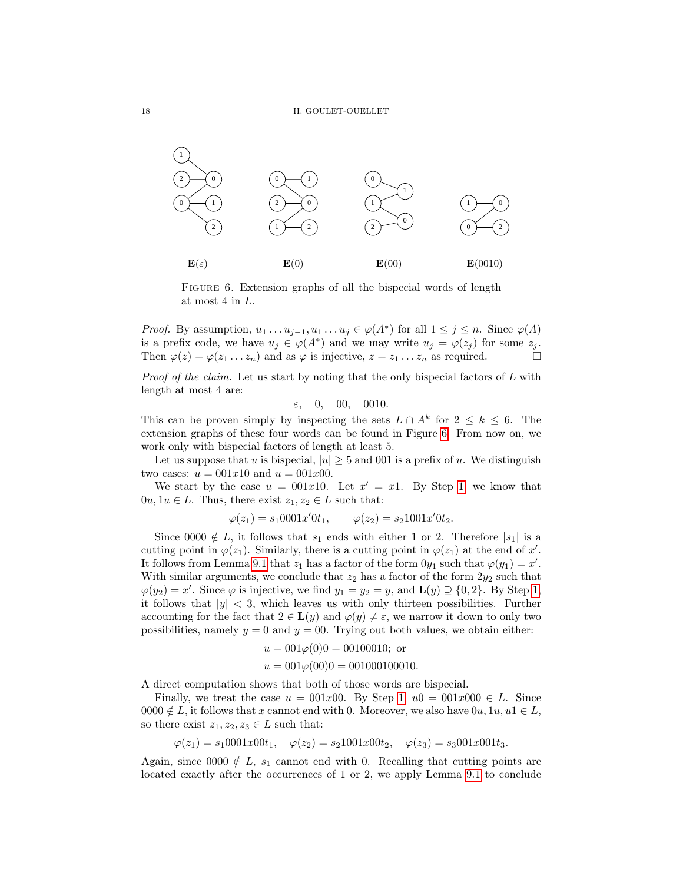$\mathbf{E}(\varepsilon)$ $\mathbf{E}(0)$ $\mathbf{E}(00)$ $\mathbf{E}(0010)$

Figure 6. Extension graphs of all the bispecial words of length at most 4 in $L$.

*Proof.* By assumption, $u_1 \dots u_{j-1}, u_1 \dots u_j \in \varphi(A^*)$ for all $1 \leq j \leq n$. Since $\varphi(A)$ is a prefix code, we have $u_j \in \varphi(A^*)$ and we may write $u_j = \varphi(z_j)$ for some $z_j$. Then $\varphi(z) = \varphi(z_1 \dots z_n)$ and as $\varphi$ is injective, $z = z_1 \dots z_n$ as required. $\square$

*Proof of the claim.* Let us start by noting that the only bispecial factors of $L$ with length at most 4 are:

$$\varepsilon, \quad 0, \quad 00, \quad 0010.$$

This can be proven simply by inspecting the sets $L \cap A^k$ for $2 \leq k \leq 6$. The extension graphs of these four words can be found in Figure 6. From now on, we work only with bispecial factors of length at least 5.

Let us suppose that $u$ is bispecial, $|u| \geq 5$ and 001 is a prefix of $u$. We distinguish two cases: $u = 001x10$ and $u = 001x00$.

We start by the case $u = 001x10$. Let $x' = x1$. By Step 1, we know that $0u, 1u \in L$. Thus, there exist $z_1, z_2 \in L$ such that:

$$\varphi(z_1) = s_1 0001x'0t_1, \qquad \varphi(z_2) = s_2 1001x'0t_2.$$

Since $0000 \notin L$, it follows that $s_1$ ends with either 1 or 2. Therefore $|s_1|$ is a cutting point in $\varphi(z_1)$. Similarly, there is a cutting point in $\varphi(z_1)$ at the end of $x'$. It follows from Lemma 9.1 that $z_1$ has a factor of the form $0y_1$ such that $\varphi(y_1) = x'$. With similar arguments, we conclude that $z_2$ has a factor of the form $2y_2$ such that $\varphi(y_2) = x'$. Since $\varphi$ is injective, we find $y_1 = y_2 = y$, and $\mathbf{L}(y) \supseteq \{0, 2\}$. By Step 1, it follows that $|y| < 3$, which leaves us with only thirteen possibilities. Further accounting for the fact that $2 \in \mathbf{L}(y)$ and $\varphi(y) \neq \varepsilon$, we narrow it down to only two possibilities, namely $y = 0$ and $y = 00$. Trying out both values, we obtain either:

$$u = 001\varphi(0)0 = 00100010; \text{ or}$$
$$u = 001\varphi(00)0 = 001000100010.$$

A direct computation shows that both of those words are bispecial.

Finally, we treat the case $u = 001x00$. By Step 1, $u0 = 001x000 \in L$. Since $0000 \notin L$, it follows that $x$ cannot end with 0. Moreover, we also have $0u, 1u, u1 \in L$, so there exist $z_1, z_2, z_3 \in L$ such that:

$$\varphi(z_1) = s_1 0001x00t_1, \quad \varphi(z_2) = s_2 1001x00t_2, \quad \varphi(z_3) = s_3 001x001t_3.$$

Again, since $0000 \notin L$, $s_1$ cannot end with 0. Recalling that cutting points are located exactly after the occurrences of 1 or 2, we apply Lemma 9.1 to conclude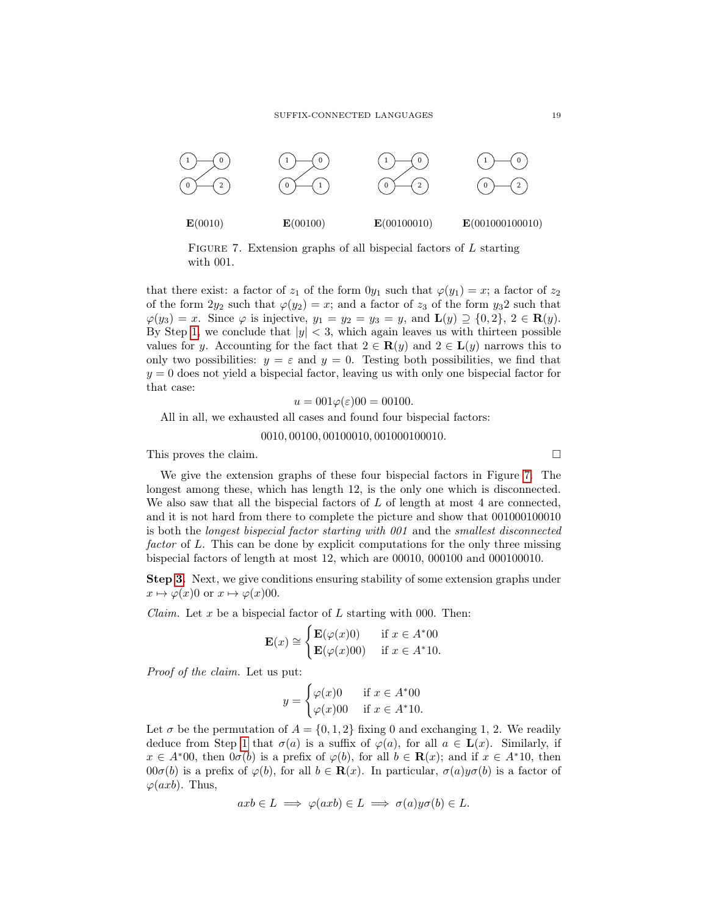$\mathbf{E}(0010)$ $\quad$ $\mathbf{E}(00100)$ $\quad$ $\mathbf{E}(00100010)$ $\quad$ $\mathbf{E}(001000100010)$

Figure 7. Extension graphs of all bispecial factors of $L$ starting with 001.

that there exist: a factor of $z_1$ of the form $0y_1$ such that $\varphi(y_1) = x$; a factor of $z_2$ of the form $2y_2$ such that $\varphi(y_2) = x$; and a factor of $z_3$ of the form $y_3 2$ such that $\varphi(y_3) = x$. Since $\varphi$ is injective, $y_1 = y_2 = y_3 = y$, and $\mathbf{L}(y) \supseteq \{0, 2\}$, $2 \in \mathbf{R}(y)$. By Step 1, we conclude that $|y| < 3$, which again leaves us with thirteen possible values for $y$. Accounting for the fact that $2 \in \mathbf{R}(y)$ and $2 \in \mathbf{L}(y)$ narrows this to only two possibilities: $y = \varepsilon$ and $y = 0$. Testing both possibilities, we find that $y = 0$ does not yield a bispecial factor, leaving us with only one bispecial factor for that case:

$$u = 001\varphi(\varepsilon)00 = 00100.$$

All in all, we exhausted all cases and found four bispecial factors:

$$0010, 00100, 00100010, 001000100010.$$

This proves the claim. □

We give the extension graphs of these four bispecial factors in Figure 7. The longest among these, which has length 12, is the only one which is disconnected. We also saw that all the bispecial factors of $L$ of length at most 4 are connected, and it is not hard from there to complete the picture and show that 001000100010 is both the *longest bispecial factor starting with 001* and the *smallest disconnected factor* of $L$. This can be done by explicit computations for the only three missing bispecial factors of length at most 12, which are 00010, 000100 and 000100010.

**Step 3.** Next, we give conditions ensuring stability of some extension graphs under $x \mapsto \varphi(x)0$ or $x \mapsto \varphi(x)00$.

*Claim.* Let $x$ be a bispecial factor of $L$ starting with 000. Then:

$$\mathbf{E}(x) \cong \begin{cases} \mathbf{E}(\varphi(x)0) & \text{if } x \in A^*00 \\ \mathbf{E}(\varphi(x)00) & \text{if } x \in A^*10. \end{cases}$$

*Proof of the claim.* Let us put:

$$y = \begin{cases} \varphi(x)0 & \text{if } x \in A^*00 \\ \varphi(x)00 & \text{if } x \in A^*10. \end{cases}$$

Let $\sigma$ be the permutation of $A = \{0, 1, 2\}$ fixing 0 and exchanging 1, 2. We readily deduce from Step 1 that $\sigma(a)$ is a suffix of $\varphi(a)$, for all $a \in \mathbf{L}(x)$. Similarly, if $x \in A^*00$, then $0\sigma(b)$ is a prefix of $\varphi(b)$, for all $b \in \mathbf{R}(x)$; and if $x \in A^*10$, then $00\sigma(b)$ is a prefix of $\varphi(b)$, for all $b \in \mathbf{R}(x)$. In particular, $\sigma(a)y\sigma(b)$ is a factor of $\varphi(axb)$. Thus,

$$axb \in L \implies \varphi(axb) \in L \implies \sigma(a)y\sigma(b) \in L.$$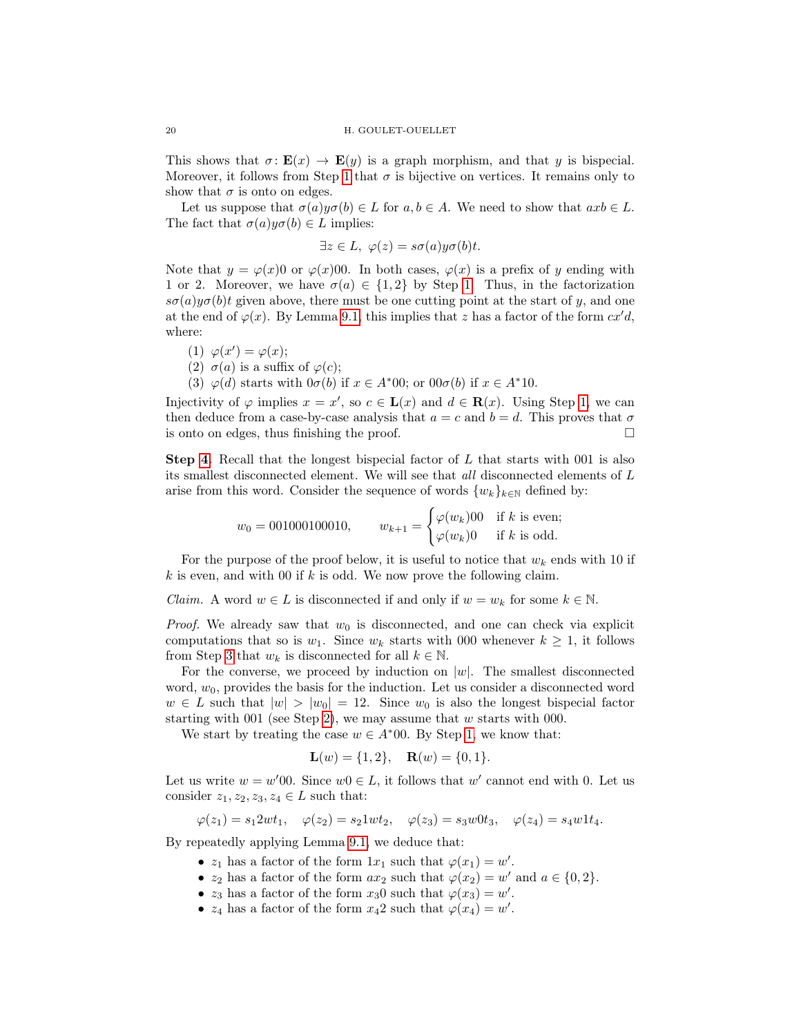This shows that $\sigma\colon \mathbf{E}(x) \to \mathbf{E}(y)$ is a graph morphism, and that $y$ is bispecial. Moreover, it follows from Step 1 that $\sigma$ is bijective on vertices. It remains only to show that $\sigma$ is onto on edges.

Let us suppose that $\sigma(a)y\sigma(b) \in L$ for $a, b \in A$. We need to show that $axb \in L$. The fact that $\sigma(a)y\sigma(b) \in L$ implies:

$$\exists z \in L,\ \varphi(z) = s\sigma(a)y\sigma(b)t.$$

Note that $y = \varphi(x)0$ or $\varphi(x)00$. In both cases, $\varphi(x)$ is a prefix of $y$ ending with 1 or 2. Moreover, we have $\sigma(a) \in \{1, 2\}$ by Step 1. Thus, in the factorization $s\sigma(a)y\sigma(b)t$ given above, there must be one cutting point at the start of $y$, and one at the end of $\varphi(x)$. By Lemma 9.1, this implies that $z$ has a factor of the form $cx'd$, where:

1. $\varphi(x') = \varphi(x)$;
2. $\sigma(a)$ is a suffix of $\varphi(c)$;
3. $\varphi(d)$ starts with $0\sigma(b)$ if $x \in A^*00$; or $00\sigma(b)$ if $x \in A^*10$.

Injectivity of $\varphi$ implies $x = x'$, so $c \in \mathbf{L}(x)$ and $d \in \mathbf{R}(x)$. Using Step 1, we can then deduce from a case-by-case analysis that $a = c$ and $b = d$. This proves that $\sigma$ is onto on edges, thus finishing the proof. □

**Step 4.** Recall that the longest bispecial factor of $L$ that starts with 001 is also its smallest disconnected element. We will see that *all* disconnected elements of $L$ arise from this word. Consider the sequence of words $\{w_k\}_{k\in\mathbb{N}}$ defined by:

$$w_0 = 001000100010, \qquad w_{k+1} = \begin{cases} \varphi(w_k)00 & \text{if } k \text{ is even;} \\ \varphi(w_k)0 & \text{if } k \text{ is odd.} \end{cases}$$

For the purpose of the proof below, it is useful to notice that $w_k$ ends with 10 if $k$ is even, and with 00 if $k$ is odd. We now prove the following claim.

*Claim.* A word $w \in L$ is disconnected if and only if $w = w_k$ for some $k \in \mathbb{N}$.

*Proof.* We already saw that $w_0$ is disconnected, and one can check via explicit computations that so is $w_1$. Since $w_k$ starts with 000 whenever $k \geq 1$, it follows from Step 3 that $w_k$ is disconnected for all $k \in \mathbb{N}$.

For the converse, we proceed by induction on $|w|$. The smallest disconnected word, $w_0$, provides the basis for the induction. Let us consider a disconnected word $w \in L$ such that $|w| > |w_0| = 12$. Since $w_0$ is also the longest bispecial factor starting with 001 (see Step 2), we may assume that $w$ starts with 000.

We start by treating the case $w \in A^*00$. By Step 1, we know that:

$$\mathbf{L}(w) = \{1, 2\}, \quad \mathbf{R}(w) = \{0, 1\}.$$

Let us write $w = w'00$. Since $w0 \in L$, it follows that $w'$ cannot end with 0. Let us consider $z_1, z_2, z_3, z_4 \in L$ such that:

$$\varphi(z_1) = s_1 2wt_1, \quad \varphi(z_2) = s_2 1wt_2, \quad \varphi(z_3) = s_3 w0t_3, \quad \varphi(z_4) = s_4 w1t_4.$$

By repeatedly applying Lemma 9.1, we deduce that:

- $z_1$ has a factor of the form $1x_1$ such that $\varphi(x_1) = w'$.
- $z_2$ has a factor of the form $ax_2$ such that $\varphi(x_2) = w'$ and $a \in \{0, 2\}$.
- $z_3$ has a factor of the form $x_3 0$ such that $\varphi(x_3) = w'$.
- $z_4$ has a factor of the form $x_4 2$ such that $\varphi(x_4) = w'$.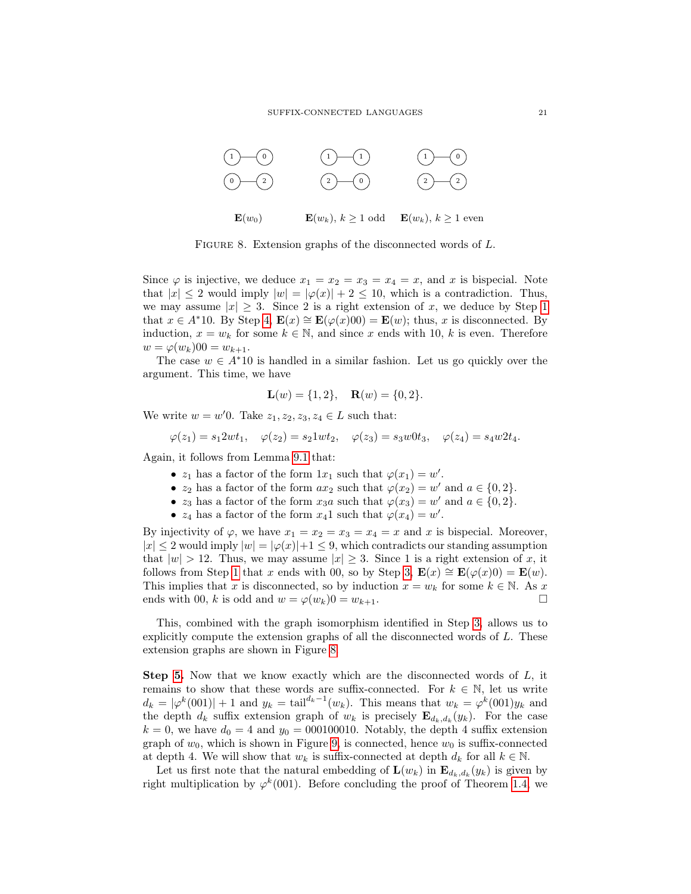Figure 8. Extension graphs of the disconnected words of $L$.

Since $\varphi$ is injective, we deduce $x_1 = x_2 = x_3 = x_4 = x$, and $x$ is bispecial. Note that $|x| \leq 2$ would imply $|w| = |\varphi(x)| + 2 \leq 10$, which is a contradiction. Thus, we may assume $|x| \geq 3$. Since 2 is a right extension of $x$, we deduce by Step 1 that $x \in A^*10$. By Step 4, $\mathbf{E}(x) \cong \mathbf{E}(\varphi(x)00) = \mathbf{E}(w)$; thus, $x$ is disconnected. By induction, $x = w_k$ for some $k \in \mathbb{N}$, and since $x$ ends with 10, $k$ is even. Therefore $w = \varphi(w_k)00 = w_{k+1}$.

The case $w \in A^*10$ is handled in a similar fashion. Let us go quickly over the argument. This time, we have

$$\mathbf{L}(w) = \{1, 2\}, \quad \mathbf{R}(w) = \{0, 2\}.$$

We write $w = w'0$. Take $z_1, z_2, z_3, z_4 \in L$ such that:

$$\varphi(z_1) = s_1 2wt_1, \quad \varphi(z_2) = s_2 1wt_2, \quad \varphi(z_3) = s_3 w0t_3, \quad \varphi(z_4) = s_4 w2t_4.$$

Again, it follows from Lemma 9.1 that:

- $z_1$ has a factor of the form $1x_1$ such that $\varphi(x_1) = w'$.
- $z_2$ has a factor of the form $ax_2$ such that $\varphi(x_2) = w'$ and $a \in \{0, 2\}$.
- $z_3$ has a factor of the form $x_3a$ such that $\varphi(x_3) = w'$ and $a \in \{0, 2\}$.
- $z_4$ has a factor of the form $x_41$ such that $\varphi(x_4) = w'$.

By injectivity of $\varphi$, we have $x_1 = x_2 = x_3 = x_4 = x$ and $x$ is bispecial. Moreover, $|x| \leq 2$ would imply $|w| = |\varphi(x)| + 1 \leq 9$, which contradicts our standing assumption that $|w| > 12$. Thus, we may assume $|x| \geq 3$. Since 1 is a right extension of $x$, it follows from Step 1 that $x$ ends with 00, so by Step 3, $\mathbf{E}(x) \cong \mathbf{E}(\varphi(x)0) = \mathbf{E}(w)$. This implies that $x$ is disconnected, so by induction $x = w_k$ for some $k \in \mathbb{N}$. As $x$ ends with 00, $k$ is odd and $w = \varphi(w_k)0 = w_{k+1}$. □

This, combined with the graph isomorphism identified in Step 3, allows us to explicitly compute the extension graphs of all the disconnected words of $L$. These extension graphs are shown in Figure 8.

**Step 5.** Now that we know exactly which are the disconnected words of $L$, it remains to show that these words are suffix-connected. For $k \in \mathbb{N}$, let us write $d_k = |\varphi^k(001)| + 1$ and $y_k = \mathrm{tail}^{d_k - 1}(w_k)$. This means that $w_k = \varphi^k(001)y_k$ and the depth $d_k$ suffix extension graph of $w_k$ is precisely $\mathbf{E}_{d_k, d_k}(y_k)$. For the case $k = 0$, we have $d_0 = 4$ and $y_0 = 000100010$. Notably, the depth 4 suffix extension graph of $w_0$, which is shown in Figure 9, is connected, hence $w_0$ is suffix-connected at depth 4. We will show that $w_k$ is suffix-connected at depth $d_k$ for all $k \in \mathbb{N}$.

Let us first note that the natural embedding of $\mathbf{L}(w_k)$ in $\mathbf{E}_{d_k, d_k}(y_k)$ is given by right multiplication by $\varphi^k(001)$. Before concluding the proof of Theorem 1.4, we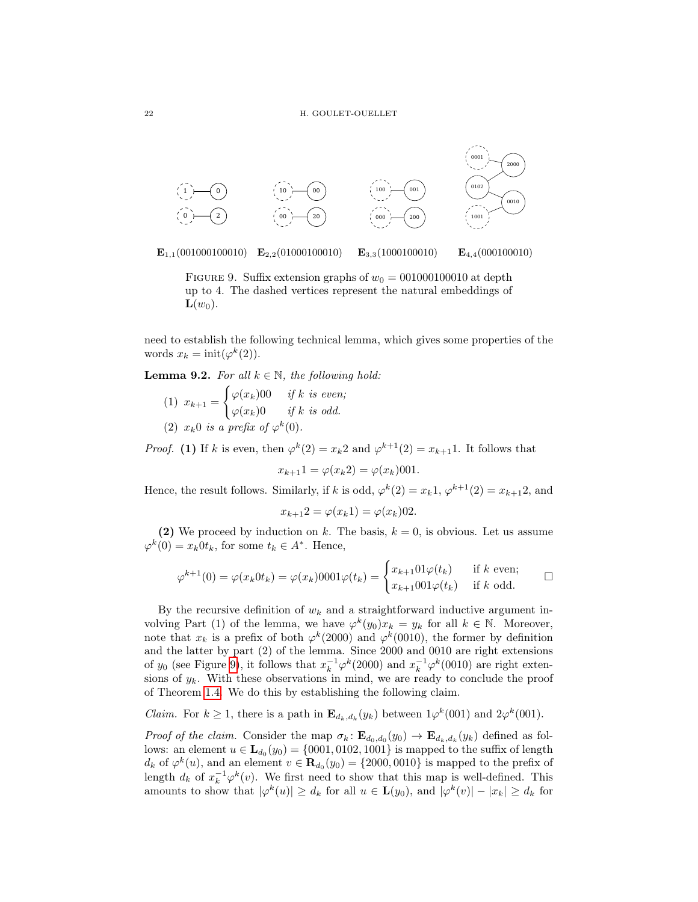$\mathbf{E}_{1,1}(001000100010)$ $\mathbf{E}_{2,2}(01000100010)$ $\mathbf{E}_{3,3}(1000100010)$ $\mathbf{E}_{4,4}(000100010)$

FIGURE 9. Suffix extension graphs of $w_0 = 001000100010$ at depth up to 4. The dashed vertices represent the natural embeddings of $\mathbf{L}(w_0)$.

need to establish the following technical lemma, which gives some properties of the words $x_k = \mathrm{init}(\varphi^k(2))$.

**Lemma 9.2.** *For all $k \in \mathbb{N}$, the following hold:*

(1) $x_{k+1} = \begin{cases} \varphi(x_k)00 & \text{if } k \text{ is even;} \\ \varphi(x_k)0 & \text{if } k \text{ is odd.} \end{cases}$

(2) *$x_k 0$ is a prefix of $\varphi^k(0)$.*

*Proof.* **(1)** If $k$ is even, then $\varphi^k(2) = x_k 2$ and $\varphi^{k+1}(2) = x_{k+1}1$. It follows that

$$x_{k+1}1 = \varphi(x_k 2) = \varphi(x_k)001.$$

Hence, the result follows. Similarly, if $k$ is odd, $\varphi^k(2) = x_k 1$, $\varphi^{k+1}(2) = x_{k+1}2$, and

$$x_{k+1}2 = \varphi(x_k 1) = \varphi(x_k)02.$$

**(2)** We proceed by induction on $k$. The basis, $k = 0$, is obvious. Let us assume $\varphi^k(0) = x_k 0 t_k$, for some $t_k \in A^*$. Hence,

$$\varphi^{k+1}(0) = \varphi(x_k 0 t_k) = \varphi(x_k)0001\varphi(t_k) = \begin{cases} x_{k+1}01\varphi(t_k) & \text{if } k \text{ even;} \\ x_{k+1}001\varphi(t_k) & \text{if } k \text{ odd.} \end{cases} \qquad \square$$

By the recursive definition of $w_k$ and a straightforward inductive argument involving Part (1) of the lemma, we have $\varphi^k(y_0)x_k = y_k$ for all $k \in \mathbb{N}$. Moreover, note that $x_k$ is a prefix of both $\varphi^k(2000)$ and $\varphi^k(0010)$, the former by definition and the latter by part (2) of the lemma. Since 2000 and 0010 are right extensions of $y_0$ (see Figure 9), it follows that $x_k^{-1}\varphi^k(2000)$ and $x_k^{-1}\varphi^k(0010)$ are right extensions of $y_k$. With these observations in mind, we are ready to conclude the proof of Theorem 1.4. We do this by establishing the following claim.

*Claim.* For $k \geq 1$, there is a path in $\mathbf{E}_{d_k,d_k}(y_k)$ between $1\varphi^k(001)$ and $2\varphi^k(001)$.

*Proof of the claim.* Consider the map $\sigma_k \colon \mathbf{E}_{d_0,d_0}(y_0) \to \mathbf{E}_{d_k,d_k}(y_k)$ defined as follows: an element $u \in \mathbf{L}_{d_0}(y_0) = \{0001, 0102, 1001\}$ is mapped to the suffix of length $d_k$ of $\varphi^k(u)$, and an element $v \in \mathbf{R}_{d_0}(y_0) = \{2000, 0010\}$ is mapped to the prefix of length $d_k$ of $x_k^{-1}\varphi^k(v)$. We first need to show that this map is well-defined. This amounts to show that $|\varphi^k(u)| \geq d_k$ for all $u \in \mathbf{L}(y_0)$, and $|\varphi^k(v)| - |x_k| \geq d_k$ for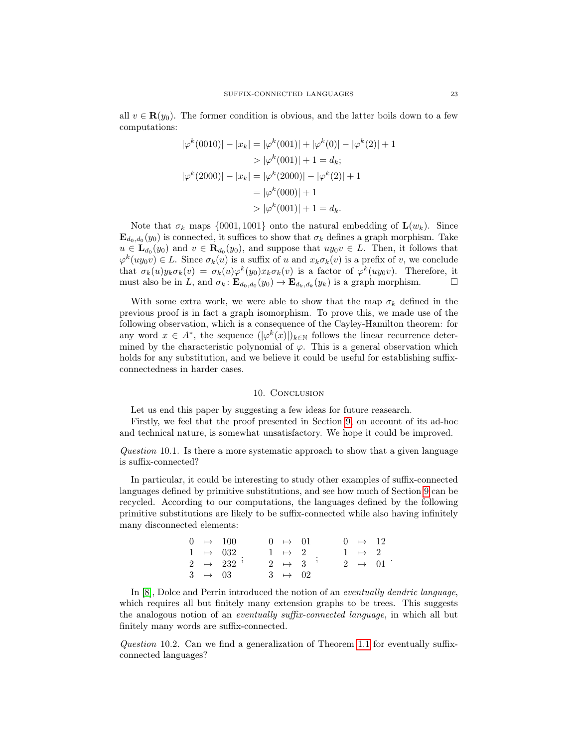all $v \in \mathbf{R}(y_0)$. The former condition is obvious, and the latter boils down to a few computations:

$$
\begin{aligned}
|\varphi^k(0010)| - |x_k| &= |\varphi^k(001)| + |\varphi^k(0)| - |\varphi^k(2)| + 1 \\
&> |\varphi^k(001)| + 1 = d_k; \\
|\varphi^k(2000)| - |x_k| &= |\varphi^k(2000)| - |\varphi^k(2)| + 1 \\
&= |\varphi^k(000)| + 1 \\
&> |\varphi^k(001)| + 1 = d_k.
\end{aligned}
$$

Note that $\sigma_k$ maps $\{0001, 1001\}$ onto the natural embedding of $\mathbf{L}(w_k)$. Since $\mathbf{E}_{d_0,d_0}(y_0)$ is connected, it suffices to show that $\sigma_k$ defines a graph morphism. Take $u \in \mathbf{L}_{d_0}(y_0)$ and $v \in \mathbf{R}_{d_0}(y_0)$, and suppose that $uy_0v \in L$. Then, it follows that $\varphi^k(uy_0v) \in L$. Since $\sigma_k(u)$ is a suffix of $u$ and $x_k\sigma_k(v)$ is a prefix of $v$, we conclude that $\sigma_k(u)y_k\sigma_k(v) = \sigma_k(u)\varphi^k(y_0)x_k\sigma_k(v)$ is a factor of $\varphi^k(uy_0v)$. Therefore, it must also be in $L$, and $\sigma_k \colon \mathbf{E}_{d_0,d_0}(y_0) \to \mathbf{E}_{d_k,d_k}(y_k)$ is a graph morphism. □

With some extra work, we were able to show that the map $\sigma_k$ defined in the previous proof is in fact a graph isomorphism. To prove this, we made use of the following observation, which is a consequence of the Cayley-Hamilton theorem: for any word $x \in A^*$, the sequence $(|\varphi^k(x)|)_{k\in\mathbb{N}}$ follows the linear recurrence determined by the characteristic polynomial of $\varphi$. This is a general observation which holds for any substitution, and we believe it could be useful for establishing suffix-connectedness in harder cases.

## 10. Conclusion

Let us end this paper by suggesting a few ideas for future reasearch.

Firstly, we feel that the proof presented in Section 9, on account of its ad-hoc and technical nature, is somewhat unsatisfactory. We hope it could be improved.

*Question* 10.1. Is there a more systematic approach to show that a given language is suffix-connected?

In particular, it could be interesting to study other examples of suffix-connected languages defined by primitive substitutions, and see how much of Section 9 can be recycled. According to our computations, the languages defined by the following primitive substitutions are likely to be suffix-connected while also having infinitely many disconnected elements:

$$
\begin{array}{lll}
0 & \mapsto & 100 \\
1 & \mapsto & 032 \\
2 & \mapsto & 232 \\
3 & \mapsto & 03
\end{array}
\; ; \qquad
\begin{array}{lll}
0 & \mapsto & 01 \\
1 & \mapsto & 2 \\
2 & \mapsto & 3 \\
3 & \mapsto & 02
\end{array}
\; ; \qquad
\begin{array}{lll}
0 & \mapsto & 12 \\
1 & \mapsto & 2 \\
2 & \mapsto & 01
\end{array}
\; .
$$

In [8], Dolce and Perrin introduced the notion of an *eventually dendric language*, which requires all but finitely many extension graphs to be trees. This suggests the analogous notion of an *eventually suffix-connected language*, in which all but finitely many words are suffix-connected.

*Question* 10.2. Can we find a generalization of Theorem 1.1 for eventually suffix-connected languages?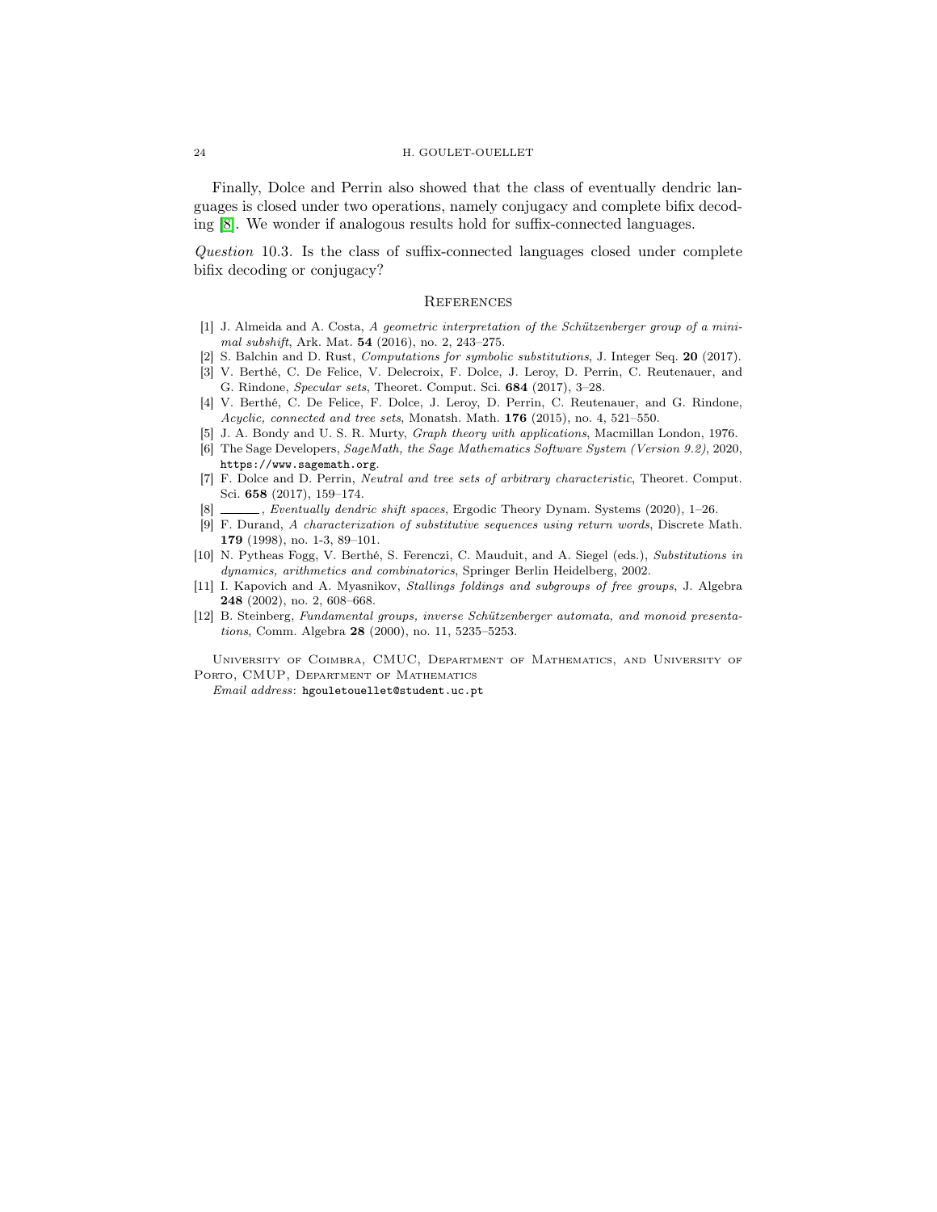Finally, Dolce and Perrin also showed that the class of eventually dendric languages is closed under two operations, namely conjugacy and complete bifix decoding [8]. We wonder if analogous results hold for suffix-connected languages.

*Question* 10.3. Is the class of suffix-connected languages closed under complete bifix decoding or conjugacy?

## References

[1] J. Almeida and A. Costa, *A geometric interpretation of the Schützenberger group of a minimal subshift*, Ark. Mat. **54** (2016), no. 2, 243–275.

[2] S. Balchin and D. Rust, *Computations for symbolic substitutions*, J. Integer Seq. **20** (2017).

[3] V. Berthé, C. De Felice, V. Delecroix, F. Dolce, J. Leroy, D. Perrin, C. Reutenauer, and G. Rindone, *Specular sets*, Theoret. Comput. Sci. **684** (2017), 3–28.

[4] V. Berthé, C. De Felice, F. Dolce, J. Leroy, D. Perrin, C. Reutenauer, and G. Rindone, *Acyclic, connected and tree sets*, Monatsh. Math. **176** (2015), no. 4, 521–550.

[5] J. A. Bondy and U. S. R. Murty, *Graph theory with applications*, Macmillan London, 1976.

[6] The Sage Developers, *SageMath, the Sage Mathematics Software System (Version 9.2)*, 2020, `https://www.sagemath.org`.

[7] F. Dolce and D. Perrin, *Neutral and tree sets of arbitrary characteristic*, Theoret. Comput. Sci. **658** (2017), 159–174.

[8] ______, *Eventually dendric shift spaces*, Ergodic Theory Dynam. Systems (2020), 1–26.

[9] F. Durand, *A characterization of substitutive sequences using return words*, Discrete Math. **179** (1998), no. 1-3, 89–101.

[10] N. Pytheas Fogg, V. Berthé, S. Ferenczi, C. Mauduit, and A. Siegel (eds.), *Substitutions in dynamics, arithmetics and combinatorics*, Springer Berlin Heidelberg, 2002.

[11] I. Kapovich and A. Myasnikov, *Stallings foldings and subgroups of free groups*, J. Algebra **248** (2002), no. 2, 608–668.

[12] B. Steinberg, *Fundamental groups, inverse Schützenberger automata, and monoid presentations*, Comm. Algebra **28** (2000), no. 11, 5235–5253.

University of Coimbra, CMUC, Department of Mathematics, and University of Porto, CMUP, Department of Mathematics

*Email address*: `hgouletouellet@student.uc.pt`